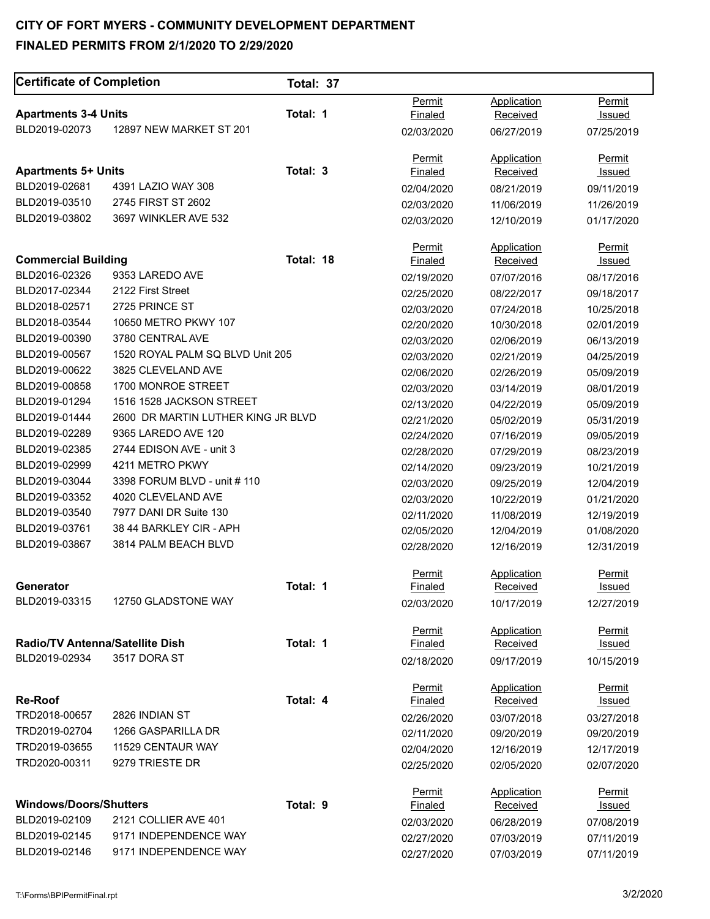# CITY OF FORT MYERS - COMMUNITY DEVELOPMENT DEPARTMENT

## FINALED PERMITS FROM 2/1/2020 TO 2/29/2020

**Certificate of Completion** Total: 37

**Apartments 3-4 Units** Total: 1

| | | Permit Finaled | Application Received | Permit Issued |
|---|---|---|---|---|
| BLD2019-02073 | 12897 NEW MARKET ST 201 | 02/03/2020 | 06/27/2019 | 07/25/2019 |

**Apartments 5+ Units** Total: 3

| | | Permit Finaled | Application Received | Permit Issued |
|---|---|---|---|---|
| BLD2019-02681 | 4391 LAZIO WAY 308 | 02/04/2020 | 08/21/2019 | 09/11/2019 |
| BLD2019-03510 | 2745 FIRST ST 2602 | 02/03/2020 | 11/06/2019 | 11/26/2019 |
| BLD2019-03802 | 3697 WINKLER AVE 532 | 02/03/2020 | 12/10/2019 | 01/17/2020 |

**Commercial Building** Total: 18

| | | Permit Finaled | Application Received | Permit Issued |
|---|---|---|---|---|
| BLD2016-02326 | 9353 LAREDO AVE | 02/19/2020 | 07/07/2016 | 08/17/2016 |
| BLD2017-02344 | 2122 First Street | 02/25/2020 | 08/22/2017 | 09/18/2017 |
| BLD2018-02571 | 2725 PRINCE ST | 02/03/2020 | 07/24/2018 | 10/25/2018 |
| BLD2018-03544 | 10650 METRO PKWY 107 | 02/20/2020 | 10/30/2018 | 02/01/2019 |
| BLD2019-00390 | 3780 CENTRAL AVE | 02/03/2020 | 02/06/2019 | 06/13/2019 |
| BLD2019-00567 | 1520 ROYAL PALM SQ BLVD Unit 205 | 02/03/2020 | 02/21/2019 | 04/25/2019 |
| BLD2019-00622 | 3825 CLEVELAND AVE | 02/06/2020 | 02/26/2019 | 05/09/2019 |
| BLD2019-00858 | 1700 MONROE STREET | 02/03/2020 | 03/14/2019 | 08/01/2019 |
| BLD2019-01294 | 1516 1528 JACKSON STREET | 02/13/2020 | 04/22/2019 | 05/09/2019 |
| BLD2019-01444 | 2600 DR MARTIN LUTHER KING JR BLVD | 02/21/2020 | 05/02/2019 | 05/31/2019 |
| BLD2019-02289 | 9365 LAREDO AVE 120 | 02/24/2020 | 07/16/2019 | 09/05/2019 |
| BLD2019-02385 | 2744 EDISON AVE - unit 3 | 02/28/2020 | 07/29/2019 | 08/23/2019 |
| BLD2019-02999 | 4211 METRO PKWY | 02/14/2020 | 09/23/2019 | 10/21/2019 |
| BLD2019-03044 | 3398 FORUM BLVD - unit # 110 | 02/03/2020 | 09/25/2019 | 12/04/2019 |
| BLD2019-03352 | 4020 CLEVELAND AVE | 02/03/2020 | 10/22/2019 | 01/21/2020 |
| BLD2019-03540 | 7977 DANI DR Suite 130 | 02/11/2020 | 11/08/2019 | 12/19/2019 |
| BLD2019-03761 | 38 44 BARKLEY CIR - APH | 02/05/2020 | 12/04/2019 | 01/08/2020 |
| BLD2019-03867 | 3814 PALM BEACH BLVD | 02/28/2020 | 12/16/2019 | 12/31/2019 |

**Generator** Total: 1

| | | Permit Finaled | Application Received | Permit Issued |
|---|---|---|---|---|
| BLD2019-03315 | 12750 GLADSTONE WAY | 02/03/2020 | 10/17/2019 | 12/27/2019 |

**Radio/TV Antenna/Satellite Dish** Total: 1

| | | Permit Finaled | Application Received | Permit Issued |
|---|---|---|---|---|
| BLD2019-02934 | 3517 DORA ST | 02/18/2020 | 09/17/2019 | 10/15/2019 |

**Re-Roof** Total: 4

| | | Permit Finaled | Application Received | Permit Issued |
|---|---|---|---|---|
| TRD2018-00657 | 2826 INDIAN ST | 02/26/2020 | 03/07/2018 | 03/27/2018 |
| TRD2019-02704 | 1266 GASPARILLA DR | 02/11/2020 | 09/20/2019 | 09/20/2019 |
| TRD2019-03655 | 11529 CENTAUR WAY | 02/04/2020 | 12/16/2019 | 12/17/2019 |
| TRD2020-00311 | 9279 TRIESTE DR | 02/25/2020 | 02/05/2020 | 02/07/2020 |

**Windows/Doors/Shutters** Total: 9

| | | Permit Finaled | Application Received | Permit Issued |
|---|---|---|---|---|
| BLD2019-02109 | 2121 COLLIER AVE 401 | 02/03/2020 | 06/28/2019 | 07/08/2019 |
| BLD2019-02145 | 9171 INDEPENDENCE WAY | 02/27/2020 | 07/03/2019 | 07/11/2019 |
| BLD2019-02146 | 9171 INDEPENDENCE WAY | 02/27/2020 | 07/03/2019 | 07/11/2019 |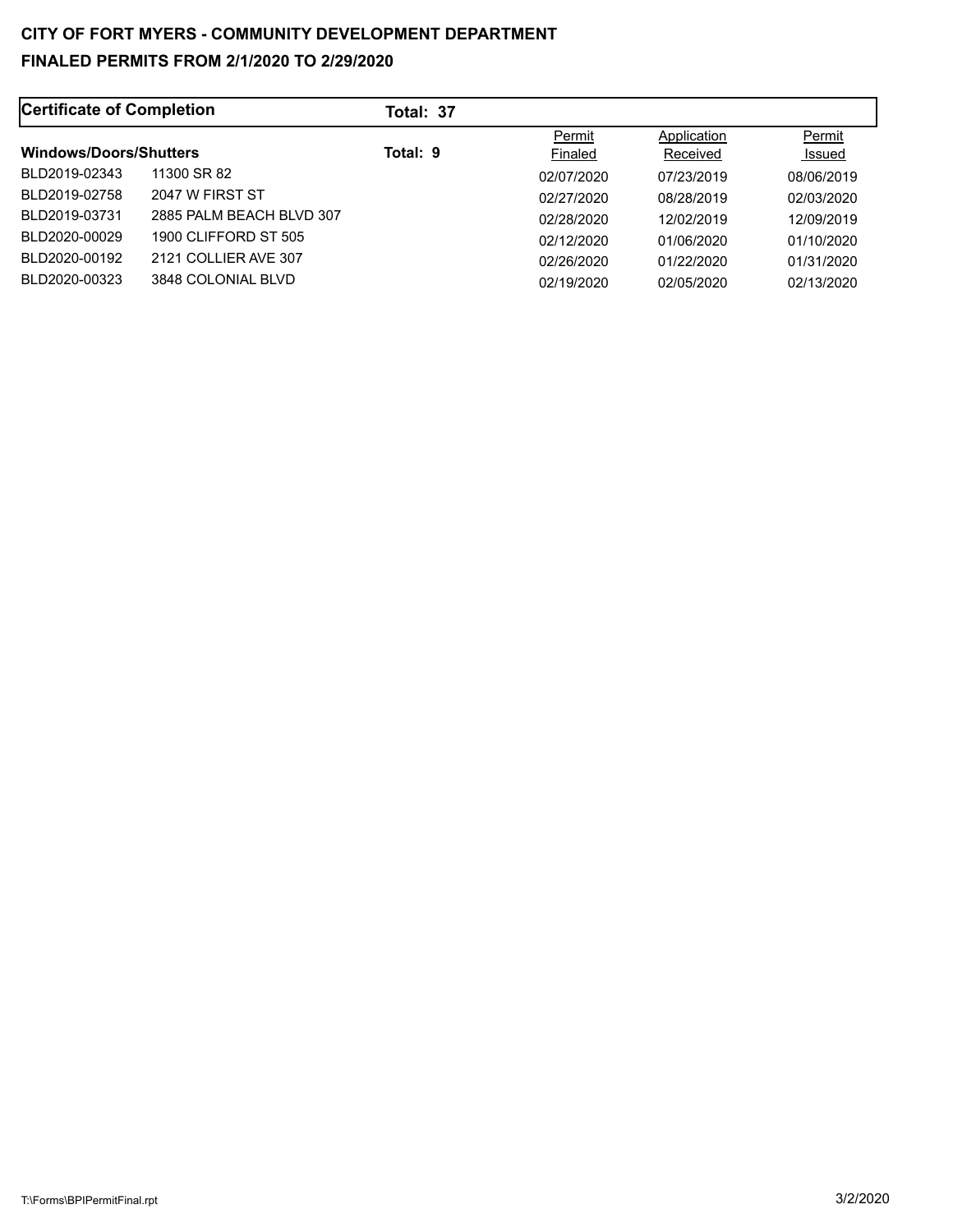# CITY OF FORT MYERS - COMMUNITY DEVELOPMENT DEPARTMENT

## FINALED PERMITS FROM 2/1/2020 TO 2/29/2020

| **Certificate of Completion** | | **Total: 37** | | | |
|---|---|---|---|---|---|
| **Windows/Doors/Shutters** | | **Total: 9** | Permit Finaled | Application Received | Permit Issued |
| BLD2019-02343 | 11300 SR 82 | | 02/07/2020 | 07/23/2019 | 08/06/2019 |
| BLD2019-02758 | 2047 W FIRST ST | | 02/27/2020 | 08/28/2019 | 02/03/2020 |
| BLD2019-03731 | 2885 PALM BEACH BLVD 307 | | 02/28/2020 | 12/02/2019 | 12/09/2019 |
| BLD2020-00029 | 1900 CLIFFORD ST 505 | | 02/12/2020 | 01/06/2020 | 01/10/2020 |
| BLD2020-00192 | 2121 COLLIER AVE 307 | | 02/26/2020 | 01/22/2020 | 01/31/2020 |
| BLD2020-00323 | 3848 COLONIAL BLVD | | 02/19/2020 | 02/05/2020 | 02/13/2020 |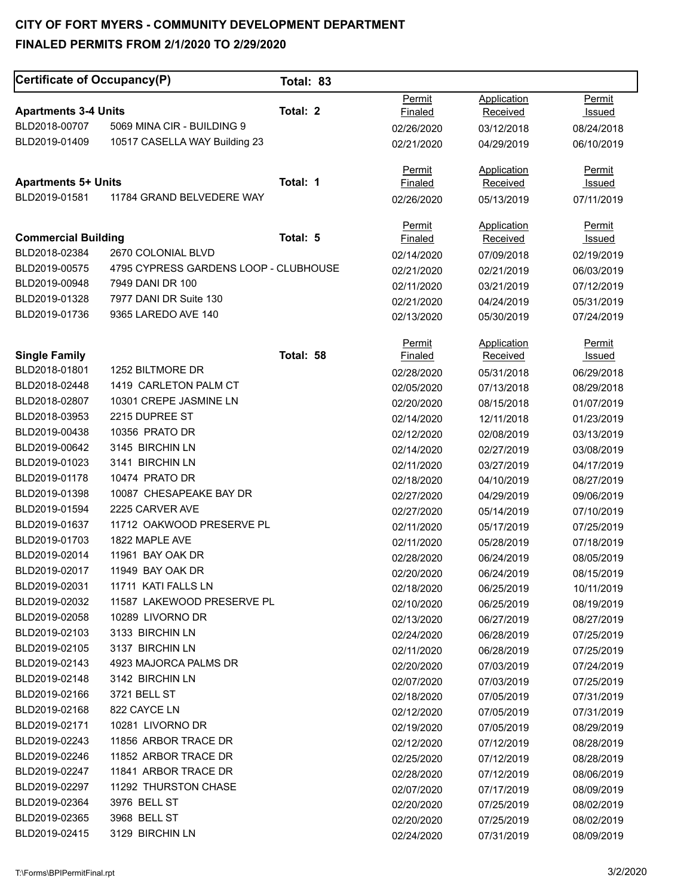# CITY OF FORT MYERS - COMMUNITY DEVELOPMENT DEPARTMENT

## FINALED PERMITS FROM 2/1/2020 TO 2/29/2020

**Certificate of Occupancy(P)** **Total: 83**

### Apartments 3-4 Units — Total: 2

| Permit | Address | Permit Finaled | Application Received | Permit Issued |
|---|---|---|---|---|
| BLD2018-00707 | 5069 MINA CIR - BUILDING 9 | 02/26/2020 | 03/12/2018 | 08/24/2018 |
| BLD2019-01409 | 10517 CASELLA WAY Building 23 | 02/21/2020 | 04/29/2019 | 06/10/2019 |

### Apartments 5+ Units — Total: 1

| Permit | Address | Permit Finaled | Application Received | Permit Issued |
|---|---|---|---|---|
| BLD2019-01581 | 11784 GRAND BELVEDERE WAY | 02/26/2020 | 05/13/2019 | 07/11/2019 |

### Commercial Building — Total: 5

| Permit | Address | Permit Finaled | Application Received | Permit Issued |
|---|---|---|---|---|
| BLD2018-02384 | 2670 COLONIAL BLVD | 02/14/2020 | 07/09/2018 | 02/19/2019 |
| BLD2019-00575 | 4795 CYPRESS GARDENS LOOP - CLUBHOUSE | 02/21/2020 | 02/21/2019 | 06/03/2019 |
| BLD2019-00948 | 7949 DANI DR 100 | 02/11/2020 | 03/21/2019 | 07/12/2019 |
| BLD2019-01328 | 7977 DANI DR Suite 130 | 02/21/2020 | 04/24/2019 | 05/31/2019 |
| BLD2019-01736 | 9365 LAREDO AVE 140 | 02/13/2020 | 05/30/2019 | 07/24/2019 |

### Single Family — Total: 58

| Permit | Address | Permit Finaled | Application Received | Permit Issued |
|---|---|---|---|---|
| BLD2018-01801 | 1252 BILTMORE DR | 02/28/2020 | 05/31/2018 | 06/29/2018 |
| BLD2018-02448 | 1419 CARLETON PALM CT | 02/05/2020 | 07/13/2018 | 08/29/2018 |
| BLD2018-02807 | 10301 CREPE JASMINE LN | 02/20/2020 | 08/15/2018 | 01/07/2019 |
| BLD2018-03953 | 2215 DUPREE ST | 02/14/2020 | 12/11/2018 | 01/23/2019 |
| BLD2019-00438 | 10356 PRATO DR | 02/12/2020 | 02/08/2019 | 03/13/2019 |
| BLD2019-00642 | 3145 BIRCHIN LN | 02/14/2020 | 02/27/2019 | 03/08/2019 |
| BLD2019-01023 | 3141 BIRCHIN LN | 02/11/2020 | 03/27/2019 | 04/17/2019 |
| BLD2019-01178 | 10474 PRATO DR | 02/18/2020 | 04/10/2019 | 08/27/2019 |
| BLD2019-01398 | 10087 CHESAPEAKE BAY DR | 02/27/2020 | 04/29/2019 | 09/06/2019 |
| BLD2019-01594 | 2225 CARVER AVE | 02/27/2020 | 05/14/2019 | 07/10/2019 |
| BLD2019-01637 | 11712 OAKWOOD PRESERVE PL | 02/11/2020 | 05/17/2019 | 07/25/2019 |
| BLD2019-01703 | 1822 MAPLE AVE | 02/11/2020 | 05/28/2019 | 07/18/2019 |
| BLD2019-02014 | 11961 BAY OAK DR | 02/28/2020 | 06/24/2019 | 08/05/2019 |
| BLD2019-02017 | 11949 BAY OAK DR | 02/20/2020 | 06/24/2019 | 08/15/2019 |
| BLD2019-02031 | 11711 KATI FALLS LN | 02/18/2020 | 06/25/2019 | 10/11/2019 |
| BLD2019-02032 | 11587 LAKEWOOD PRESERVE PL | 02/10/2020 | 06/25/2019 | 08/19/2019 |
| BLD2019-02058 | 10289 LIVORNO DR | 02/13/2020 | 06/27/2019 | 08/27/2019 |
| BLD2019-02103 | 3133 BIRCHIN LN | 02/24/2020 | 06/28/2019 | 07/25/2019 |
| BLD2019-02105 | 3137 BIRCHIN LN | 02/11/2020 | 06/28/2019 | 07/25/2019 |
| BLD2019-02143 | 4923 MAJORCA PALMS DR | 02/20/2020 | 07/03/2019 | 07/24/2019 |
| BLD2019-02148 | 3142 BIRCHIN LN | 02/07/2020 | 07/03/2019 | 07/25/2019 |
| BLD2019-02166 | 3721 BELL ST | 02/18/2020 | 07/05/2019 | 07/31/2019 |
| BLD2019-02168 | 822 CAYCE LN | 02/12/2020 | 07/05/2019 | 07/31/2019 |
| BLD2019-02171 | 10281 LIVORNO DR | 02/19/2020 | 07/05/2019 | 08/29/2019 |
| BLD2019-02243 | 11856 ARBOR TRACE DR | 02/12/2020 | 07/12/2019 | 08/28/2019 |
| BLD2019-02246 | 11852 ARBOR TRACE DR | 02/25/2020 | 07/12/2019 | 08/28/2019 |
| BLD2019-02247 | 11841 ARBOR TRACE DR | 02/28/2020 | 07/12/2019 | 08/06/2019 |
| BLD2019-02297 | 11292 THURSTON CHASE | 02/07/2020 | 07/17/2019 | 08/09/2019 |
| BLD2019-02364 | 3976 BELL ST | 02/20/2020 | 07/25/2019 | 08/02/2019 |
| BLD2019-02365 | 3968 BELL ST | 02/20/2020 | 07/25/2019 | 08/02/2019 |
| BLD2019-02415 | 3129 BIRCHIN LN | 02/24/2020 | 07/31/2019 | 08/09/2019 |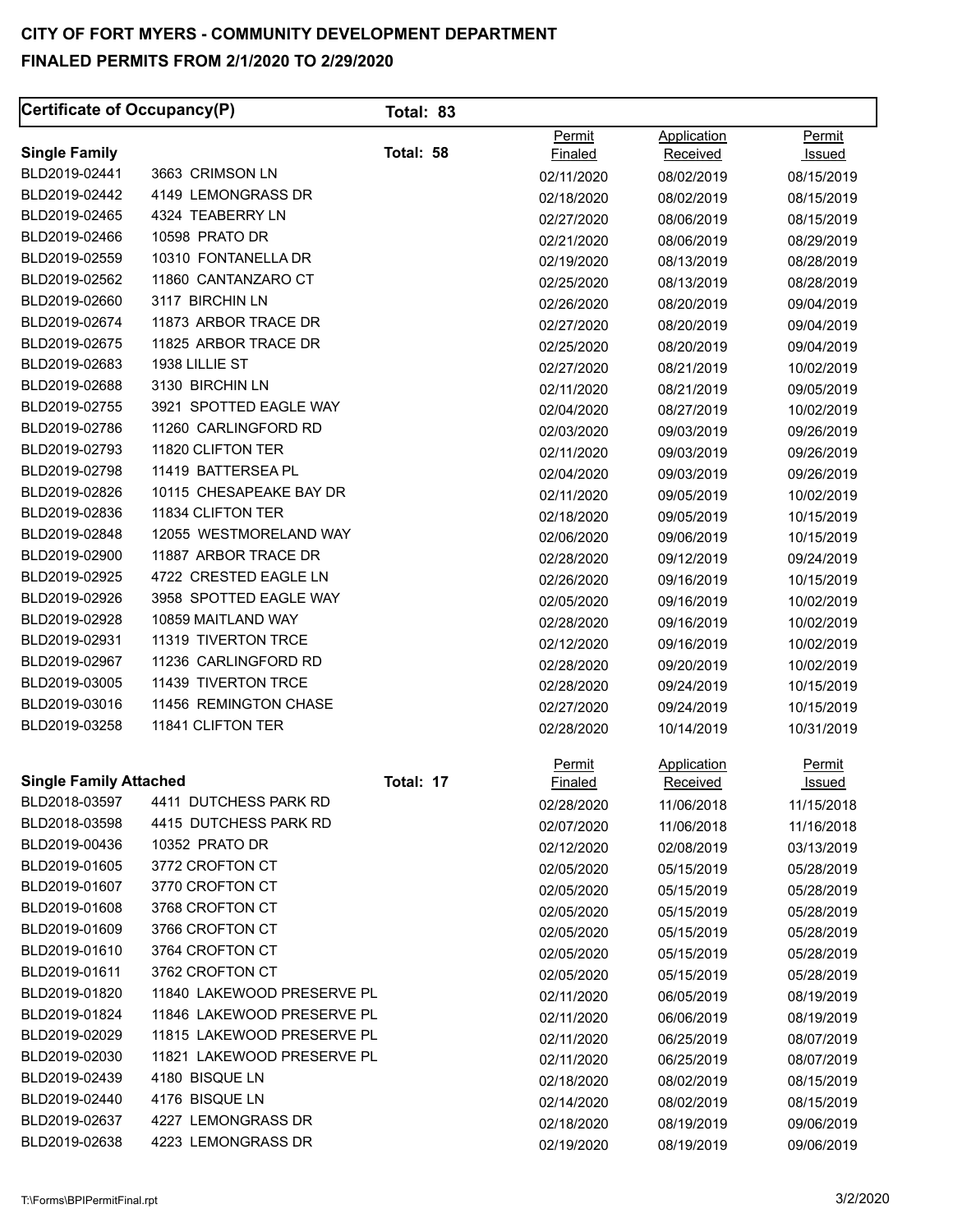# CITY OF FORT MYERS - COMMUNITY DEVELOPMENT DEPARTMENT

## FINALED PERMITS FROM 2/1/2020 TO 2/29/2020

**Certificate of Occupancy(P)** Total: 83

### Single Family — Total: 58

| Permit | Address | Permit Finaled | Application Received | Permit Issued |
|---|---|---|---|---|
| BLD2019-02441 | 3663 CRIMSON LN | 02/11/2020 | 08/02/2019 | 08/15/2019 |
| BLD2019-02442 | 4149 LEMONGRASS DR | 02/18/2020 | 08/02/2019 | 08/15/2019 |
| BLD2019-02465 | 4324 TEABERRY LN | 02/27/2020 | 08/06/2019 | 08/15/2019 |
| BLD2019-02466 | 10598 PRATO DR | 02/21/2020 | 08/06/2019 | 08/29/2019 |
| BLD2019-02559 | 10310 FONTANELLA DR | 02/19/2020 | 08/13/2019 | 08/28/2019 |
| BLD2019-02562 | 11860 CANTANZARO CT | 02/25/2020 | 08/13/2019 | 08/28/2019 |
| BLD2019-02660 | 3117 BIRCHIN LN | 02/26/2020 | 08/20/2019 | 09/04/2019 |
| BLD2019-02674 | 11873 ARBOR TRACE DR | 02/27/2020 | 08/20/2019 | 09/04/2019 |
| BLD2019-02675 | 11825 ARBOR TRACE DR | 02/25/2020 | 08/20/2019 | 09/04/2019 |
| BLD2019-02683 | 1938 LILLIE ST | 02/27/2020 | 08/21/2019 | 10/02/2019 |
| BLD2019-02688 | 3130 BIRCHIN LN | 02/11/2020 | 08/21/2019 | 09/05/2019 |
| BLD2019-02755 | 3921 SPOTTED EAGLE WAY | 02/04/2020 | 08/27/2019 | 10/02/2019 |
| BLD2019-02786 | 11260 CARLINGFORD RD | 02/03/2020 | 09/03/2019 | 09/26/2019 |
| BLD2019-02793 | 11820 CLIFTON TER | 02/11/2020 | 09/03/2019 | 09/26/2019 |
| BLD2019-02798 | 11419 BATTERSEA PL | 02/04/2020 | 09/03/2019 | 09/26/2019 |
| BLD2019-02826 | 10115 CHESAPEAKE BAY DR | 02/11/2020 | 09/05/2019 | 10/02/2019 |
| BLD2019-02836 | 11834 CLIFTON TER | 02/18/2020 | 09/05/2019 | 10/15/2019 |
| BLD2019-02848 | 12055 WESTMORELAND WAY | 02/06/2020 | 09/06/2019 | 10/15/2019 |
| BLD2019-02900 | 11887 ARBOR TRACE DR | 02/28/2020 | 09/12/2019 | 09/24/2019 |
| BLD2019-02925 | 4722 CRESTED EAGLE LN | 02/26/2020 | 09/16/2019 | 10/15/2019 |
| BLD2019-02926 | 3958 SPOTTED EAGLE WAY | 02/05/2020 | 09/16/2019 | 10/02/2019 |
| BLD2019-02928 | 10859 MAITLAND WAY | 02/28/2020 | 09/16/2019 | 10/02/2019 |
| BLD2019-02931 | 11319 TIVERTON TRCE | 02/12/2020 | 09/16/2019 | 10/02/2019 |
| BLD2019-02967 | 11236 CARLINGFORD RD | 02/28/2020 | 09/20/2019 | 10/02/2019 |
| BLD2019-03005 | 11439 TIVERTON TRCE | 02/28/2020 | 09/24/2019 | 10/15/2019 |
| BLD2019-03016 | 11456 REMINGTON CHASE | 02/27/2020 | 09/24/2019 | 10/15/2019 |
| BLD2019-03258 | 11841 CLIFTON TER | 02/28/2020 | 10/14/2019 | 10/31/2019 |

### Single Family Attached — Total: 17

| Permit | Address | Permit Finaled | Application Received | Permit Issued |
|---|---|---|---|---|
| BLD2018-03597 | 4411 DUTCHESS PARK RD | 02/28/2020 | 11/06/2018 | 11/15/2018 |
| BLD2018-03598 | 4415 DUTCHESS PARK RD | 02/07/2020 | 11/06/2018 | 11/16/2018 |
| BLD2019-00436 | 10352 PRATO DR | 02/12/2020 | 02/08/2019 | 03/13/2019 |
| BLD2019-01605 | 3772 CROFTON CT | 02/05/2020 | 05/15/2019 | 05/28/2019 |
| BLD2019-01607 | 3770 CROFTON CT | 02/05/2020 | 05/15/2019 | 05/28/2019 |
| BLD2019-01608 | 3768 CROFTON CT | 02/05/2020 | 05/15/2019 | 05/28/2019 |
| BLD2019-01609 | 3766 CROFTON CT | 02/05/2020 | 05/15/2019 | 05/28/2019 |
| BLD2019-01610 | 3764 CROFTON CT | 02/05/2020 | 05/15/2019 | 05/28/2019 |
| BLD2019-01611 | 3762 CROFTON CT | 02/05/2020 | 05/15/2019 | 05/28/2019 |
| BLD2019-01820 | 11840 LAKEWOOD PRESERVE PL | 02/11/2020 | 06/05/2019 | 08/19/2019 |
| BLD2019-01824 | 11846 LAKEWOOD PRESERVE PL | 02/11/2020 | 06/06/2019 | 08/19/2019 |
| BLD2019-02029 | 11815 LAKEWOOD PRESERVE PL | 02/11/2020 | 06/25/2019 | 08/07/2019 |
| BLD2019-02030 | 11821 LAKEWOOD PRESERVE PL | 02/11/2020 | 06/25/2019 | 08/07/2019 |
| BLD2019-02439 | 4180 BISQUE LN | 02/18/2020 | 08/02/2019 | 08/15/2019 |
| BLD2019-02440 | 4176 BISQUE LN | 02/14/2020 | 08/02/2019 | 08/15/2019 |
| BLD2019-02637 | 4227 LEMONGRASS DR | 02/18/2020 | 08/19/2019 | 09/06/2019 |
| BLD2019-02638 | 4223 LEMONGRASS DR | 02/19/2020 | 08/19/2019 | 09/06/2019 |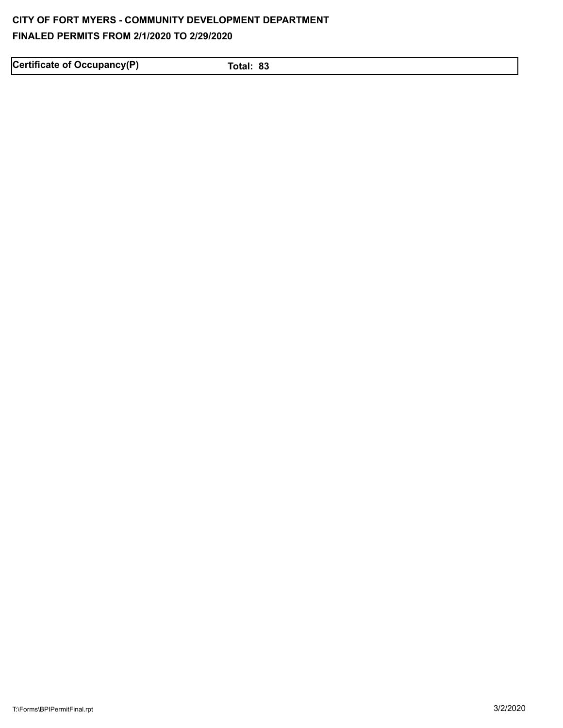**CITY OF FORT MYERS - COMMUNITY DEVELOPMENT DEPARTMENT**

**FINALED PERMITS FROM 2/1/2020 TO 2/29/2020**

| **Certificate of Occupancy(P)** | **Total: 83** |
|---|---|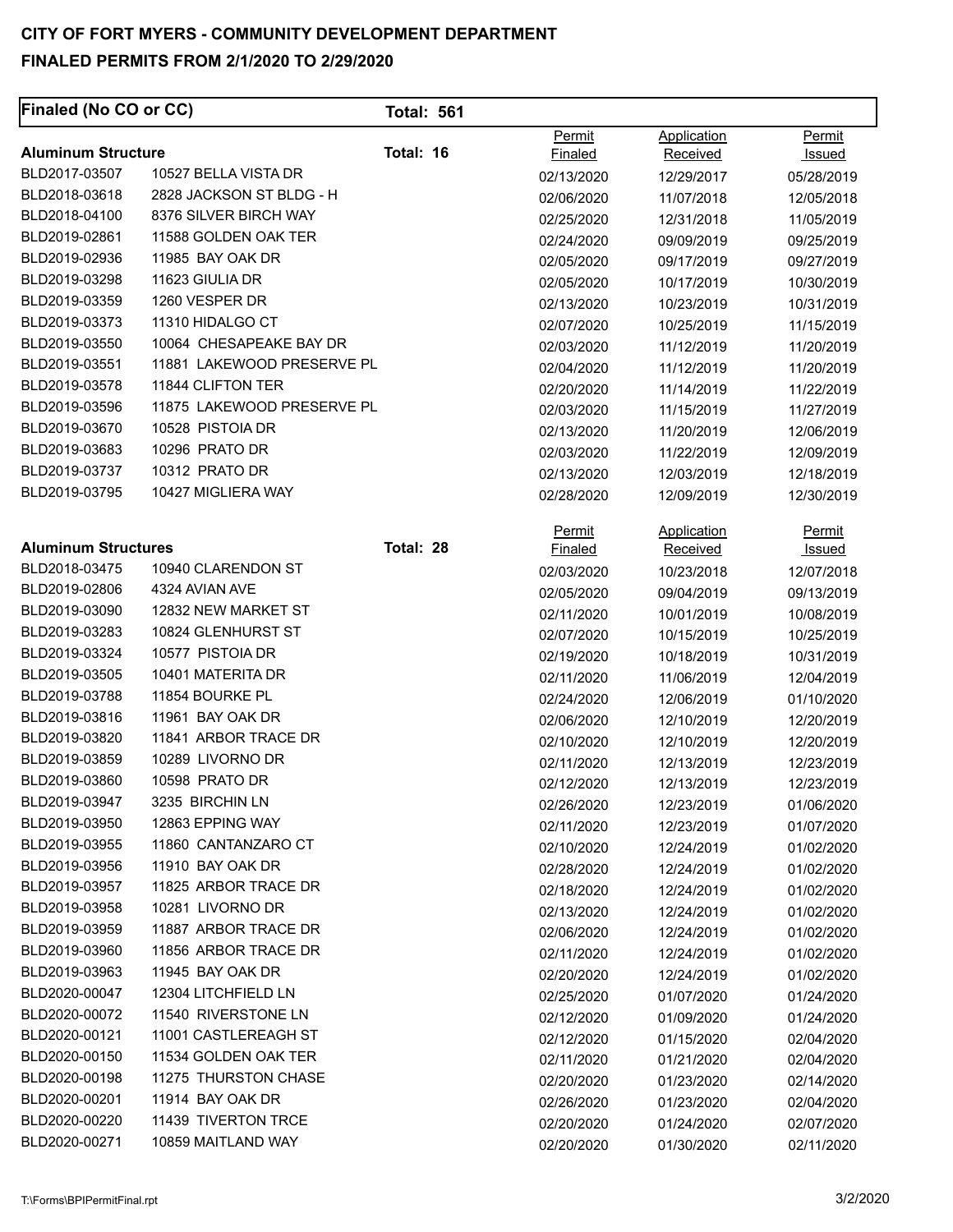## CITY OF FORT MYERS - COMMUNITY DEVELOPMENT DEPARTMENT

## FINALED PERMITS FROM 2/1/2020 TO 2/29/2020

**Finaled (No CO or CC)** **Total: 561**

**Aluminum Structure** **Total: 16**

| Permit | Address | Permit Finaled | Application Received | Permit Issued |
|---|---|---|---|---|
| BLD2017-03507 | 10527 BELLA VISTA DR | 02/13/2020 | 12/29/2017 | 05/28/2019 |
| BLD2018-03618 | 2828 JACKSON ST BLDG - H | 02/06/2020 | 11/07/2018 | 12/05/2018 |
| BLD2018-04100 | 8376 SILVER BIRCH WAY | 02/25/2020 | 12/31/2018 | 11/05/2019 |
| BLD2019-02861 | 11588 GOLDEN OAK TER | 02/24/2020 | 09/09/2019 | 09/25/2019 |
| BLD2019-02936 | 11985 BAY OAK DR | 02/05/2020 | 09/17/2019 | 09/27/2019 |
| BLD2019-03298 | 11623 GIULIA DR | 02/05/2020 | 10/17/2019 | 10/30/2019 |
| BLD2019-03359 | 1260 VESPER DR | 02/13/2020 | 10/23/2019 | 10/31/2019 |
| BLD2019-03373 | 11310 HIDALGO CT | 02/07/2020 | 10/25/2019 | 11/15/2019 |
| BLD2019-03550 | 10064 CHESAPEAKE BAY DR | 02/03/2020 | 11/12/2019 | 11/20/2019 |
| BLD2019-03551 | 11881 LAKEWOOD PRESERVE PL | 02/04/2020 | 11/12/2019 | 11/20/2019 |
| BLD2019-03578 | 11844 CLIFTON TER | 02/20/2020 | 11/14/2019 | 11/22/2019 |
| BLD2019-03596 | 11875 LAKEWOOD PRESERVE PL | 02/03/2020 | 11/15/2019 | 11/27/2019 |
| BLD2019-03670 | 10528 PISTOIA DR | 02/13/2020 | 11/20/2019 | 12/06/2019 |
| BLD2019-03683 | 10296 PRATO DR | 02/03/2020 | 11/22/2019 | 12/09/2019 |
| BLD2019-03737 | 10312 PRATO DR | 02/13/2020 | 12/03/2019 | 12/18/2019 |
| BLD2019-03795 | 10427 MIGLIERA WAY | 02/28/2020 | 12/09/2019 | 12/30/2019 |

**Aluminum Structures** **Total: 28**

| Permit | Address | Permit Finaled | Application Received | Permit Issued |
|---|---|---|---|---|
| BLD2018-03475 | 10940 CLARENDON ST | 02/03/2020 | 10/23/2018 | 12/07/2018 |
| BLD2019-02806 | 4324 AVIAN AVE | 02/05/2020 | 09/04/2019 | 09/13/2019 |
| BLD2019-03090 | 12832 NEW MARKET ST | 02/11/2020 | 10/01/2019 | 10/08/2019 |
| BLD2019-03283 | 10824 GLENHURST ST | 02/07/2020 | 10/15/2019 | 10/25/2019 |
| BLD2019-03324 | 10577 PISTOIA DR | 02/19/2020 | 10/18/2019 | 10/31/2019 |
| BLD2019-03505 | 10401 MATERITA DR | 02/11/2020 | 11/06/2019 | 12/04/2019 |
| BLD2019-03788 | 11854 BOURKE PL | 02/24/2020 | 12/06/2019 | 01/10/2020 |
| BLD2019-03816 | 11961 BAY OAK DR | 02/06/2020 | 12/10/2019 | 12/20/2019 |
| BLD2019-03820 | 11841 ARBOR TRACE DR | 02/10/2020 | 12/10/2019 | 12/20/2019 |
| BLD2019-03859 | 10289 LIVORNO DR | 02/11/2020 | 12/13/2019 | 12/23/2019 |
| BLD2019-03860 | 10598 PRATO DR | 02/12/2020 | 12/13/2019 | 12/23/2019 |
| BLD2019-03947 | 3235 BIRCHIN LN | 02/26/2020 | 12/23/2019 | 01/06/2020 |
| BLD2019-03950 | 12863 EPPING WAY | 02/11/2020 | 12/23/2019 | 01/07/2020 |
| BLD2019-03955 | 11860 CANTANZARO CT | 02/10/2020 | 12/24/2019 | 01/02/2020 |
| BLD2019-03956 | 11910 BAY OAK DR | 02/28/2020 | 12/24/2019 | 01/02/2020 |
| BLD2019-03957 | 11825 ARBOR TRACE DR | 02/18/2020 | 12/24/2019 | 01/02/2020 |
| BLD2019-03958 | 10281 LIVORNO DR | 02/13/2020 | 12/24/2019 | 01/02/2020 |
| BLD2019-03959 | 11887 ARBOR TRACE DR | 02/06/2020 | 12/24/2019 | 01/02/2020 |
| BLD2019-03960 | 11856 ARBOR TRACE DR | 02/11/2020 | 12/24/2019 | 01/02/2020 |
| BLD2019-03963 | 11945 BAY OAK DR | 02/20/2020 | 12/24/2019 | 01/02/2020 |
| BLD2020-00047 | 12304 LITCHFIELD LN | 02/25/2020 | 01/07/2020 | 01/24/2020 |
| BLD2020-00072 | 11540 RIVERSTONE LN | 02/12/2020 | 01/09/2020 | 01/24/2020 |
| BLD2020-00121 | 11001 CASTLEREAGH ST | 02/12/2020 | 01/15/2020 | 02/04/2020 |
| BLD2020-00150 | 11534 GOLDEN OAK TER | 02/11/2020 | 01/21/2020 | 02/04/2020 |
| BLD2020-00198 | 11275 THURSTON CHASE | 02/20/2020 | 01/23/2020 | 02/14/2020 |
| BLD2020-00201 | 11914 BAY OAK DR | 02/26/2020 | 01/23/2020 | 02/04/2020 |
| BLD2020-00220 | 11439 TIVERTON TRCE | 02/20/2020 | 01/24/2020 | 02/07/2020 |
| BLD2020-00271 | 10859 MAITLAND WAY | 02/20/2020 | 01/30/2020 | 02/11/2020 |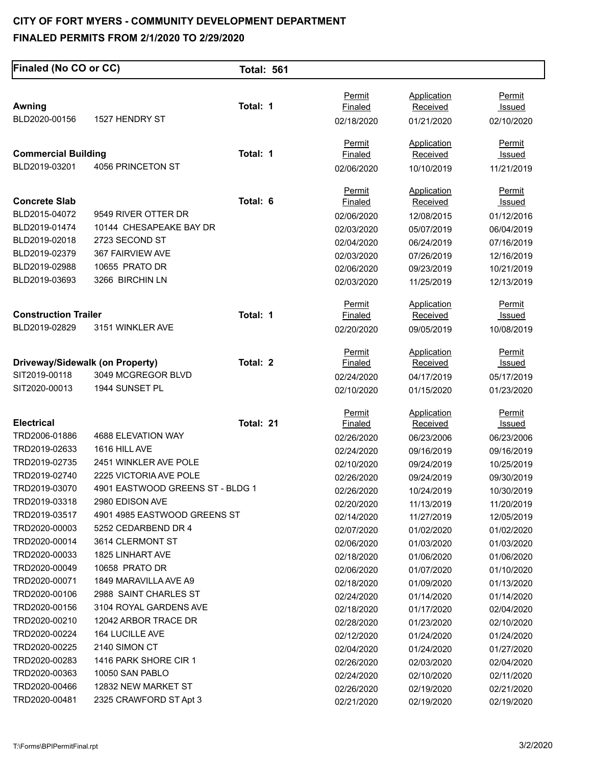# CITY OF FORT MYERS - COMMUNITY DEVELOPMENT DEPARTMENT

## FINALED PERMITS FROM 2/1/2020 TO 2/29/2020

**Finaled (No CO or CC)** — **Total: 561**

### Awning — Total: 1

| Permit | Address | Permit Finaled | Application Received | Permit Issued |
|---|---|---|---|---|
| BLD2020-00156 | 1527 HENDRY ST | 02/18/2020 | 01/21/2020 | 02/10/2020 |

### Commercial Building — Total: 1

| Permit | Address | Permit Finaled | Application Received | Permit Issued |
|---|---|---|---|---|
| BLD2019-03201 | 4056 PRINCETON ST | 02/06/2020 | 10/10/2019 | 11/21/2019 |

### Concrete Slab — Total: 6

| Permit | Address | Permit Finaled | Application Received | Permit Issued |
|---|---|---|---|---|
| BLD2015-04072 | 9549 RIVER OTTER DR | 02/06/2020 | 12/08/2015 | 01/12/2016 |
| BLD2019-01474 | 10144 CHESAPEAKE BAY DR | 02/03/2020 | 05/07/2019 | 06/04/2019 |
| BLD2019-02018 | 2723 SECOND ST | 02/04/2020 | 06/24/2019 | 07/16/2019 |
| BLD2019-02379 | 367 FAIRVIEW AVE | 02/03/2020 | 07/26/2019 | 12/16/2019 |
| BLD2019-02988 | 10655 PRATO DR | 02/06/2020 | 09/23/2019 | 10/21/2019 |
| BLD2019-03693 | 3266 BIRCHIN LN | 02/03/2020 | 11/25/2019 | 12/13/2019 |

### Construction Trailer — Total: 1

| Permit | Address | Permit Finaled | Application Received | Permit Issued |
|---|---|---|---|---|
| BLD2019-02829 | 3151 WINKLER AVE | 02/20/2020 | 09/05/2019 | 10/08/2019 |

### Driveway/Sidewalk (on Property) — Total: 2

| Permit | Address | Permit Finaled | Application Received | Permit Issued |
|---|---|---|---|---|
| SIT2019-00118 | 3049 MCGREGOR BLVD | 02/24/2020 | 04/17/2019 | 05/17/2019 |
| SIT2020-00013 | 1944 SUNSET PL | 02/10/2020 | 01/15/2020 | 01/23/2020 |

### Electrical — Total: 21

| Permit | Address | Permit Finaled | Application Received | Permit Issued |
|---|---|---|---|---|
| TRD2006-01886 | 4688 ELEVATION WAY | 02/26/2020 | 06/23/2006 | 06/23/2006 |
| TRD2019-02633 | 1616 HILL AVE | 02/24/2020 | 09/16/2019 | 09/16/2019 |
| TRD2019-02735 | 2451 WINKLER AVE POLE | 02/10/2020 | 09/24/2019 | 10/25/2019 |
| TRD2019-02740 | 2225 VICTORIA AVE POLE | 02/26/2020 | 09/24/2019 | 09/30/2019 |
| TRD2019-03070 | 4901 EASTWOOD GREENS ST - BLDG 1 | 02/26/2020 | 10/24/2019 | 10/30/2019 |
| TRD2019-03318 | 2980 EDISON AVE | 02/20/2020 | 11/13/2019 | 11/20/2019 |
| TRD2019-03517 | 4901 4985 EASTWOOD GREENS ST | 02/14/2020 | 11/27/2019 | 12/05/2019 |
| TRD2020-00003 | 5252 CEDARBEND DR 4 | 02/07/2020 | 01/02/2020 | 01/02/2020 |
| TRD2020-00014 | 3614 CLERMONT ST | 02/06/2020 | 01/03/2020 | 01/03/2020 |
| TRD2020-00033 | 1825 LINHART AVE | 02/18/2020 | 01/06/2020 | 01/06/2020 |
| TRD2020-00049 | 10658 PRATO DR | 02/06/2020 | 01/07/2020 | 01/10/2020 |
| TRD2020-00071 | 1849 MARAVILLA AVE A9 | 02/18/2020 | 01/09/2020 | 01/13/2020 |
| TRD2020-00106 | 2988 SAINT CHARLES ST | 02/24/2020 | 01/14/2020 | 01/14/2020 |
| TRD2020-00156 | 3104 ROYAL GARDENS AVE | 02/18/2020 | 01/17/2020 | 02/04/2020 |
| TRD2020-00210 | 12042 ARBOR TRACE DR | 02/28/2020 | 01/23/2020 | 02/10/2020 |
| TRD2020-00224 | 164 LUCILLE AVE | 02/12/2020 | 01/24/2020 | 01/24/2020 |
| TRD2020-00225 | 2140 SIMON CT | 02/04/2020 | 01/24/2020 | 01/27/2020 |
| TRD2020-00283 | 1416 PARK SHORE CIR 1 | 02/26/2020 | 02/03/2020 | 02/04/2020 |
| TRD2020-00363 | 10050 SAN PABLO | 02/24/2020 | 02/10/2020 | 02/11/2020 |
| TRD2020-00466 | 12832 NEW MARKET ST | 02/26/2020 | 02/19/2020 | 02/21/2020 |
| TRD2020-00481 | 2325 CRAWFORD ST Apt 3 | 02/21/2020 | 02/19/2020 | 02/19/2020 |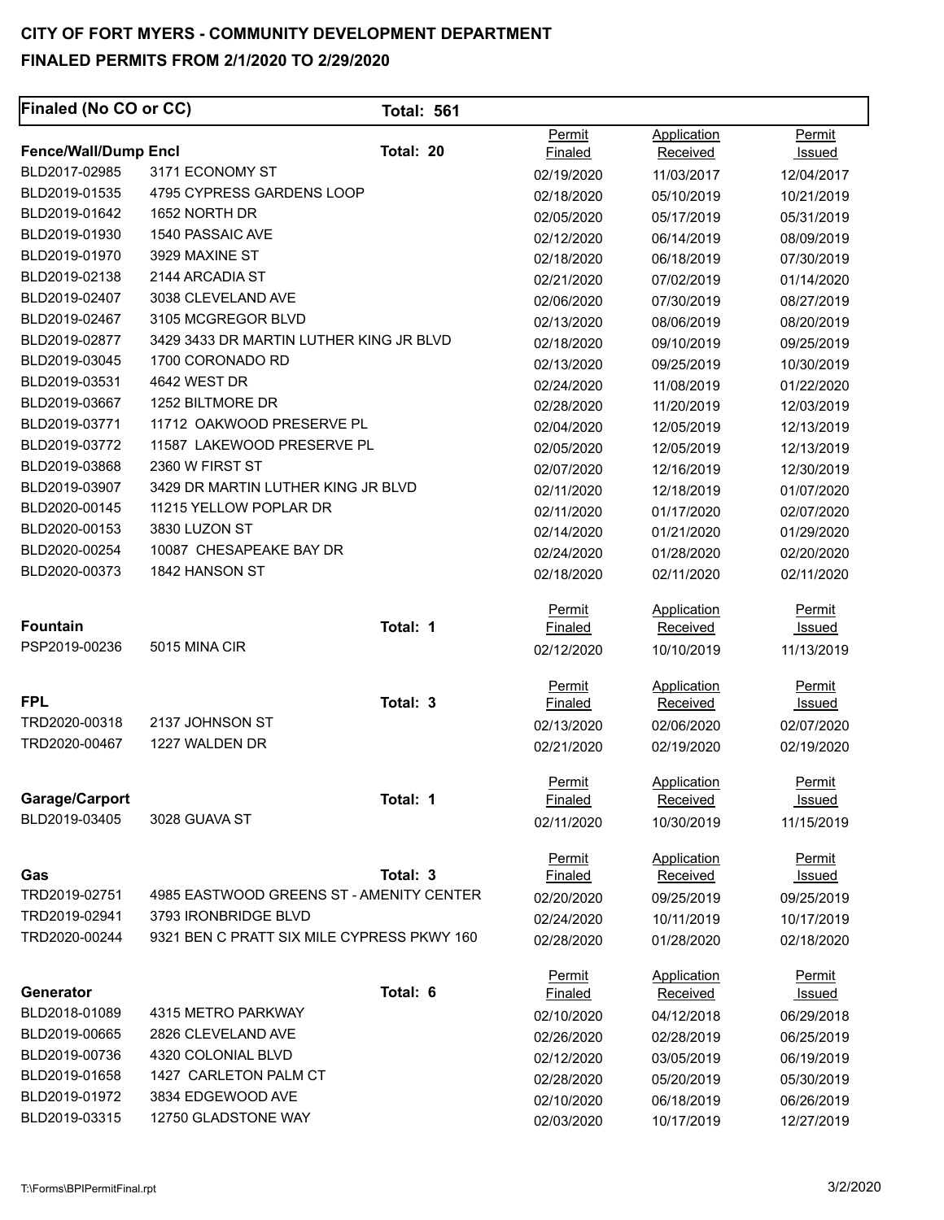# CITY OF FORT MYERS - COMMUNITY DEVELOPMENT DEPARTMENT

## FINALED PERMITS FROM 2/1/2020 TO 2/29/2020

**Finaled (No CO or CC)** **Total: 561**

### Fence/Wall/Dump Encl — Total: 20

| Permit | Address | Permit Finaled | Application Received | Permit Issued |
|---|---|---|---|---|
| BLD2017-02985 | 3171 ECONOMY ST | 02/19/2020 | 11/03/2017 | 12/04/2017 |
| BLD2019-01535 | 4795 CYPRESS GARDENS LOOP | 02/18/2020 | 05/10/2019 | 10/21/2019 |
| BLD2019-01642 | 1652 NORTH DR | 02/05/2020 | 05/17/2019 | 05/31/2019 |
| BLD2019-01930 | 1540 PASSAIC AVE | 02/12/2020 | 06/14/2019 | 08/09/2019 |
| BLD2019-01970 | 3929 MAXINE ST | 02/18/2020 | 06/18/2019 | 07/30/2019 |
| BLD2019-02138 | 2144 ARCADIA ST | 02/21/2020 | 07/02/2019 | 01/14/2020 |
| BLD2019-02407 | 3038 CLEVELAND AVE | 02/06/2020 | 07/30/2019 | 08/27/2019 |
| BLD2019-02467 | 3105 MCGREGOR BLVD | 02/13/2020 | 08/06/2019 | 08/20/2019 |
| BLD2019-02877 | 3429 3433 DR MARTIN LUTHER KING JR BLVD | 02/18/2020 | 09/10/2019 | 09/25/2019 |
| BLD2019-03045 | 1700 CORONADO RD | 02/13/2020 | 09/25/2019 | 10/30/2019 |
| BLD2019-03531 | 4642 WEST DR | 02/24/2020 | 11/08/2019 | 01/22/2020 |
| BLD2019-03667 | 1252 BILTMORE DR | 02/28/2020 | 11/20/2019 | 12/03/2019 |
| BLD2019-03771 | 11712 OAKWOOD PRESERVE PL | 02/04/2020 | 12/05/2019 | 12/13/2019 |
| BLD2019-03772 | 11587 LAKEWOOD PRESERVE PL | 02/05/2020 | 12/05/2019 | 12/13/2019 |
| BLD2019-03868 | 2360 W FIRST ST | 02/07/2020 | 12/16/2019 | 12/30/2019 |
| BLD2019-03907 | 3429 DR MARTIN LUTHER KING JR BLVD | 02/11/2020 | 12/18/2019 | 01/07/2020 |
| BLD2020-00145 | 11215 YELLOW POPLAR DR | 02/11/2020 | 01/17/2020 | 02/07/2020 |
| BLD2020-00153 | 3830 LUZON ST | 02/14/2020 | 01/21/2020 | 01/29/2020 |
| BLD2020-00254 | 10087 CHESAPEAKE BAY DR | 02/24/2020 | 01/28/2020 | 02/20/2020 |
| BLD2020-00373 | 1842 HANSON ST | 02/18/2020 | 02/11/2020 | 02/11/2020 |

### Fountain — Total: 1

| Permit | Address | Permit Finaled | Application Received | Permit Issued |
|---|---|---|---|---|
| PSP2019-00236 | 5015 MINA CIR | 02/12/2020 | 10/10/2019 | 11/13/2019 |

### FPL — Total: 3

| Permit | Address | Permit Finaled | Application Received | Permit Issued |
|---|---|---|---|---|
| TRD2020-00318 | 2137 JOHNSON ST | 02/13/2020 | 02/06/2020 | 02/07/2020 |
| TRD2020-00467 | 1227 WALDEN DR | 02/21/2020 | 02/19/2020 | 02/19/2020 |

### Garage/Carport — Total: 1

| Permit | Address | Permit Finaled | Application Received | Permit Issued |
|---|---|---|---|---|
| BLD2019-03405 | 3028 GUAVA ST | 02/11/2020 | 10/30/2019 | 11/15/2019 |

### Gas — Total: 3

| Permit | Address | Permit Finaled | Application Received | Permit Issued |
|---|---|---|---|---|
| TRD2019-02751 | 4985 EASTWOOD GREENS ST - AMENITY CENTER | 02/20/2020 | 09/25/2019 | 09/25/2019 |
| TRD2019-02941 | 3793 IRONBRIDGE BLVD | 02/24/2020 | 10/11/2019 | 10/17/2019 |
| TRD2020-00244 | 9321 BEN C PRATT SIX MILE CYPRESS PKWY 160 | 02/28/2020 | 01/28/2020 | 02/18/2020 |

### Generator — Total: 6

| Permit | Address | Permit Finaled | Application Received | Permit Issued |
|---|---|---|---|---|
| BLD2018-01089 | 4315 METRO PARKWAY | 02/10/2020 | 04/12/2018 | 06/29/2018 |
| BLD2019-00665 | 2826 CLEVELAND AVE | 02/26/2020 | 02/28/2019 | 06/25/2019 |
| BLD2019-00736 | 4320 COLONIAL BLVD | 02/12/2020 | 03/05/2019 | 06/19/2019 |
| BLD2019-01658 | 1427 CARLETON PALM CT | 02/28/2020 | 05/20/2019 | 05/30/2019 |
| BLD2019-01972 | 3834 EDGEWOOD AVE | 02/10/2020 | 06/18/2019 | 06/26/2019 |
| BLD2019-03315 | 12750 GLADSTONE WAY | 02/03/2020 | 10/17/2019 | 12/27/2019 |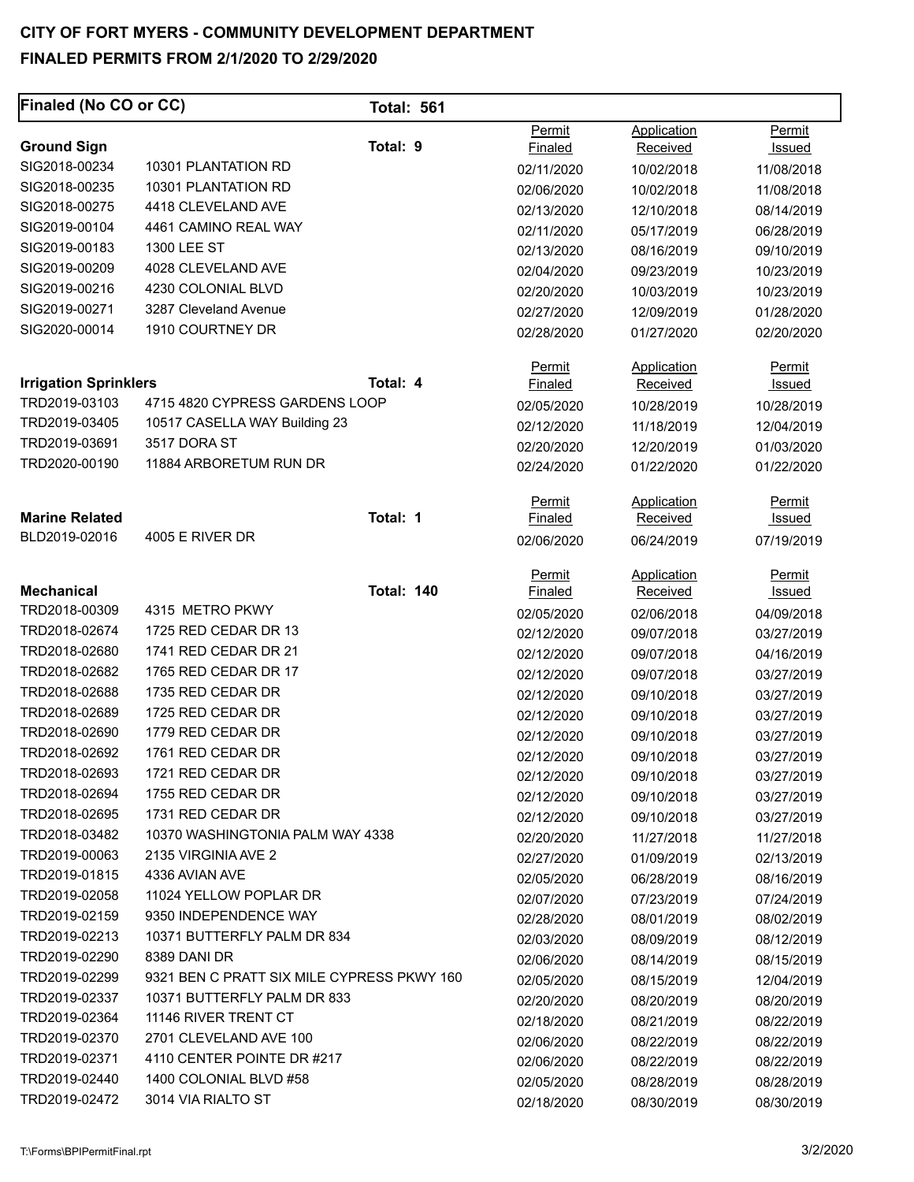# CITY OF FORT MYERS - COMMUNITY DEVELOPMENT DEPARTMENT

## FINALED PERMITS FROM 2/1/2020 TO 2/29/2020

**Finaled (No CO or CC)** **Total: 561**

| **Ground Sign** | | **Total: 9** | Permit Finaled | Application Received | Permit Issued |
|---|---|---|---|---|---|
| SIG2018-00234 | 10301 PLANTATION RD | | 02/11/2020 | 10/02/2018 | 11/08/2018 |
| SIG2018-00235 | 10301 PLANTATION RD | | 02/06/2020 | 10/02/2018 | 11/08/2018 |
| SIG2018-00275 | 4418 CLEVELAND AVE | | 02/13/2020 | 12/10/2018 | 08/14/2019 |
| SIG2019-00104 | 4461 CAMINO REAL WAY | | 02/11/2020 | 05/17/2019 | 06/28/2019 |
| SIG2019-00183 | 1300 LEE ST | | 02/13/2020 | 08/16/2019 | 09/10/2019 |
| SIG2019-00209 | 4028 CLEVELAND AVE | | 02/04/2020 | 09/23/2019 | 10/23/2019 |
| SIG2019-00216 | 4230 COLONIAL BLVD | | 02/20/2020 | 10/03/2019 | 10/23/2019 |
| SIG2019-00271 | 3287 Cleveland Avenue | | 02/27/2020 | 12/09/2019 | 01/28/2020 |
| SIG2020-00014 | 1910 COURTNEY DR | | 02/28/2020 | 01/27/2020 | 02/20/2020 |

| **Irrigation Sprinklers** | | **Total: 4** | Permit Finaled | Application Received | Permit Issued |
|---|---|---|---|---|---|
| TRD2019-03103 | 4715 4820 CYPRESS GARDENS LOOP | | 02/05/2020 | 10/28/2019 | 10/28/2019 |
| TRD2019-03405 | 10517 CASELLA WAY Building 23 | | 02/12/2020 | 11/18/2019 | 12/04/2019 |
| TRD2019-03691 | 3517 DORA ST | | 02/20/2020 | 12/20/2019 | 01/03/2020 |
| TRD2020-00190 | 11884 ARBORETUM RUN DR | | 02/24/2020 | 01/22/2020 | 01/22/2020 |

| **Marine Related** | | **Total: 1** | Permit Finaled | Application Received | Permit Issued |
|---|---|---|---|---|---|
| BLD2019-02016 | 4005 E RIVER DR | | 02/06/2020 | 06/24/2019 | 07/19/2019 |

| **Mechanical** | | **Total: 140** | Permit Finaled | Application Received | Permit Issued |
|---|---|---|---|---|---|
| TRD2018-00309 | 4315 METRO PKWY | | 02/05/2020 | 02/06/2018 | 04/09/2018 |
| TRD2018-02674 | 1725 RED CEDAR DR 13 | | 02/12/2020 | 09/07/2018 | 03/27/2019 |
| TRD2018-02680 | 1741 RED CEDAR DR 21 | | 02/12/2020 | 09/07/2018 | 04/16/2019 |
| TRD2018-02682 | 1765 RED CEDAR DR 17 | | 02/12/2020 | 09/07/2018 | 03/27/2019 |
| TRD2018-02688 | 1735 RED CEDAR DR | | 02/12/2020 | 09/10/2018 | 03/27/2019 |
| TRD2018-02689 | 1725 RED CEDAR DR | | 02/12/2020 | 09/10/2018 | 03/27/2019 |
| TRD2018-02690 | 1779 RED CEDAR DR | | 02/12/2020 | 09/10/2018 | 03/27/2019 |
| TRD2018-02692 | 1761 RED CEDAR DR | | 02/12/2020 | 09/10/2018 | 03/27/2019 |
| TRD2018-02693 | 1721 RED CEDAR DR | | 02/12/2020 | 09/10/2018 | 03/27/2019 |
| TRD2018-02694 | 1755 RED CEDAR DR | | 02/12/2020 | 09/10/2018 | 03/27/2019 |
| TRD2018-02695 | 1731 RED CEDAR DR | | 02/12/2020 | 09/10/2018 | 03/27/2019 |
| TRD2018-03482 | 10370 WASHINGTONIA PALM WAY 4338 | | 02/20/2020 | 11/27/2018 | 11/27/2018 |
| TRD2019-00063 | 2135 VIRGINIA AVE 2 | | 02/27/2020 | 01/09/2019 | 02/13/2019 |
| TRD2019-01815 | 4336 AVIAN AVE | | 02/05/2020 | 06/28/2019 | 08/16/2019 |
| TRD2019-02058 | 11024 YELLOW POPLAR DR | | 02/07/2020 | 07/23/2019 | 07/24/2019 |
| TRD2019-02159 | 9350 INDEPENDENCE WAY | | 02/28/2020 | 08/01/2019 | 08/02/2019 |
| TRD2019-02213 | 10371 BUTTERFLY PALM DR 834 | | 02/03/2020 | 08/09/2019 | 08/12/2019 |
| TRD2019-02290 | 8389 DANI DR | | 02/06/2020 | 08/14/2019 | 08/15/2019 |
| TRD2019-02299 | 9321 BEN C PRATT SIX MILE CYPRESS PKWY 160 | | 02/05/2020 | 08/15/2019 | 12/04/2019 |
| TRD2019-02337 | 10371 BUTTERFLY PALM DR 833 | | 02/20/2020 | 08/20/2019 | 08/20/2019 |
| TRD2019-02364 | 11146 RIVER TRENT CT | | 02/18/2020 | 08/21/2019 | 08/22/2019 |
| TRD2019-02370 | 2701 CLEVELAND AVE 100 | | 02/06/2020 | 08/22/2019 | 08/22/2019 |
| TRD2019-02371 | 4110 CENTER POINTE DR #217 | | 02/06/2020 | 08/22/2019 | 08/22/2019 |
| TRD2019-02440 | 1400 COLONIAL BLVD #58 | | 02/05/2020 | 08/28/2019 | 08/28/2019 |
| TRD2019-02472 | 3014 VIA RIALTO ST | | 02/18/2020 | 08/30/2019 | 08/30/2019 |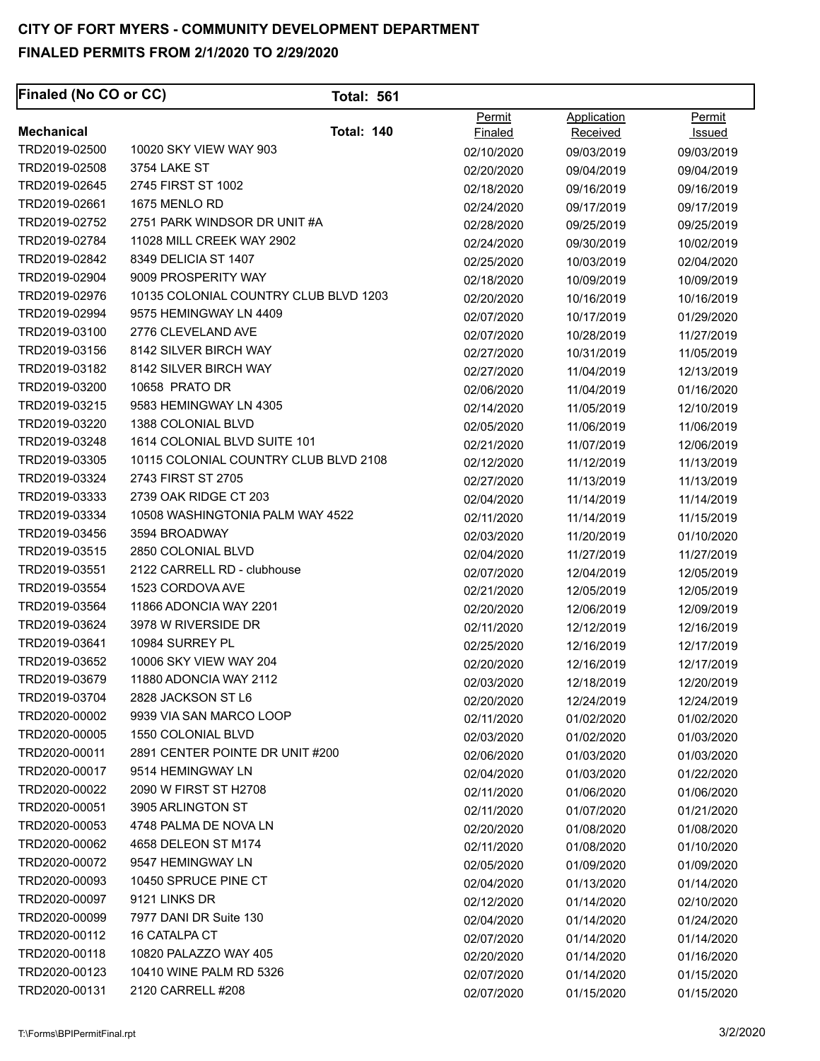# CITY OF FORT MYERS - COMMUNITY DEVELOPMENT DEPARTMENT

## FINALED PERMITS FROM 2/1/2020 TO 2/29/2020

**Finaled (No CO or CC)** **Total: 561**

| **Mechanical** | **Total: 140** | Permit Finaled | Application Received | Permit Issued |
|---|---|---|---|---|
| TRD2019-02500 | 10020 SKY VIEW WAY 903 | 02/10/2020 | 09/03/2019 | 09/03/2019 |
| TRD2019-02508 | 3754 LAKE ST | 02/20/2020 | 09/04/2019 | 09/04/2019 |
| TRD2019-02645 | 2745 FIRST ST 1002 | 02/18/2020 | 09/16/2019 | 09/16/2019 |
| TRD2019-02661 | 1675 MENLO RD | 02/24/2020 | 09/17/2019 | 09/17/2019 |
| TRD2019-02752 | 2751 PARK WINDSOR DR UNIT #A | 02/28/2020 | 09/25/2019 | 09/25/2019 |
| TRD2019-02784 | 11028 MILL CREEK WAY 2902 | 02/24/2020 | 09/30/2019 | 10/02/2019 |
| TRD2019-02842 | 8349 DELICIA ST 1407 | 02/25/2020 | 10/03/2019 | 02/04/2020 |
| TRD2019-02904 | 9009 PROSPERITY WAY | 02/18/2020 | 10/09/2019 | 10/09/2019 |
| TRD2019-02976 | 10135 COLONIAL COUNTRY CLUB BLVD 1203 | 02/20/2020 | 10/16/2019 | 10/16/2019 |
| TRD2019-02994 | 9575 HEMINGWAY LN 4409 | 02/07/2020 | 10/17/2019 | 01/29/2020 |
| TRD2019-03100 | 2776 CLEVELAND AVE | 02/07/2020 | 10/28/2019 | 11/27/2019 |
| TRD2019-03156 | 8142 SILVER BIRCH WAY | 02/27/2020 | 10/31/2019 | 11/05/2019 |
| TRD2019-03182 | 8142 SILVER BIRCH WAY | 02/27/2020 | 11/04/2019 | 12/13/2019 |
| TRD2019-03200 | 10658 PRATO DR | 02/06/2020 | 11/04/2019 | 01/16/2020 |
| TRD2019-03215 | 9583 HEMINGWAY LN 4305 | 02/14/2020 | 11/05/2019 | 12/10/2019 |
| TRD2019-03220 | 1388 COLONIAL BLVD | 02/05/2020 | 11/06/2019 | 11/06/2019 |
| TRD2019-03248 | 1614 COLONIAL BLVD SUITE 101 | 02/21/2020 | 11/07/2019 | 12/06/2019 |
| TRD2019-03305 | 10115 COLONIAL COUNTRY CLUB BLVD 2108 | 02/12/2020 | 11/12/2019 | 11/13/2019 |
| TRD2019-03324 | 2743 FIRST ST 2705 | 02/27/2020 | 11/13/2019 | 11/13/2019 |
| TRD2019-03333 | 2739 OAK RIDGE CT 203 | 02/04/2020 | 11/14/2019 | 11/14/2019 |
| TRD2019-03334 | 10508 WASHINGTONIA PALM WAY 4522 | 02/11/2020 | 11/14/2019 | 11/15/2019 |
| TRD2019-03456 | 3594 BROADWAY | 02/03/2020 | 11/20/2019 | 01/10/2020 |
| TRD2019-03515 | 2850 COLONIAL BLVD | 02/04/2020 | 11/27/2019 | 11/27/2019 |
| TRD2019-03551 | 2122 CARRELL RD - clubhouse | 02/07/2020 | 12/04/2019 | 12/05/2019 |
| TRD2019-03554 | 1523 CORDOVA AVE | 02/21/2020 | 12/05/2019 | 12/05/2019 |
| TRD2019-03564 | 11866 ADONCIA WAY 2201 | 02/20/2020 | 12/06/2019 | 12/09/2019 |
| TRD2019-03624 | 3978 W RIVERSIDE DR | 02/11/2020 | 12/12/2019 | 12/16/2019 |
| TRD2019-03641 | 10984 SURREY PL | 02/25/2020 | 12/16/2019 | 12/17/2019 |
| TRD2019-03652 | 10006 SKY VIEW WAY 204 | 02/20/2020 | 12/16/2019 | 12/17/2019 |
| TRD2019-03679 | 11880 ADONCIA WAY 2112 | 02/03/2020 | 12/18/2019 | 12/20/2019 |
| TRD2019-03704 | 2828 JACKSON ST L6 | 02/20/2020 | 12/24/2019 | 12/24/2019 |
| TRD2020-00002 | 9939 VIA SAN MARCO LOOP | 02/11/2020 | 01/02/2020 | 01/02/2020 |
| TRD2020-00005 | 1550 COLONIAL BLVD | 02/03/2020 | 01/02/2020 | 01/03/2020 |
| TRD2020-00011 | 2891 CENTER POINTE DR UNIT #200 | 02/06/2020 | 01/03/2020 | 01/03/2020 |
| TRD2020-00017 | 9514 HEMINGWAY LN | 02/04/2020 | 01/03/2020 | 01/22/2020 |
| TRD2020-00022 | 2090 W FIRST ST H2708 | 02/11/2020 | 01/06/2020 | 01/06/2020 |
| TRD2020-00051 | 3905 ARLINGTON ST | 02/11/2020 | 01/07/2020 | 01/21/2020 |
| TRD2020-00053 | 4748 PALMA DE NOVA LN | 02/20/2020 | 01/08/2020 | 01/08/2020 |
| TRD2020-00062 | 4658 DELEON ST M174 | 02/11/2020 | 01/08/2020 | 01/10/2020 |
| TRD2020-00072 | 9547 HEMINGWAY LN | 02/05/2020 | 01/09/2020 | 01/09/2020 |
| TRD2020-00093 | 10450 SPRUCE PINE CT | 02/04/2020 | 01/13/2020 | 01/14/2020 |
| TRD2020-00097 | 9121 LINKS DR | 02/12/2020 | 01/14/2020 | 02/10/2020 |
| TRD2020-00099 | 7977 DANI DR Suite 130 | 02/04/2020 | 01/14/2020 | 01/24/2020 |
| TRD2020-00112 | 16 CATALPA CT | 02/07/2020 | 01/14/2020 | 01/14/2020 |
| TRD2020-00118 | 10820 PALAZZO WAY 405 | 02/20/2020 | 01/14/2020 | 01/16/2020 |
| TRD2020-00123 | 10410 WINE PALM RD 5326 | 02/07/2020 | 01/14/2020 | 01/15/2020 |
| TRD2020-00131 | 2120 CARRELL #208 | 02/07/2020 | 01/15/2020 | 01/15/2020 |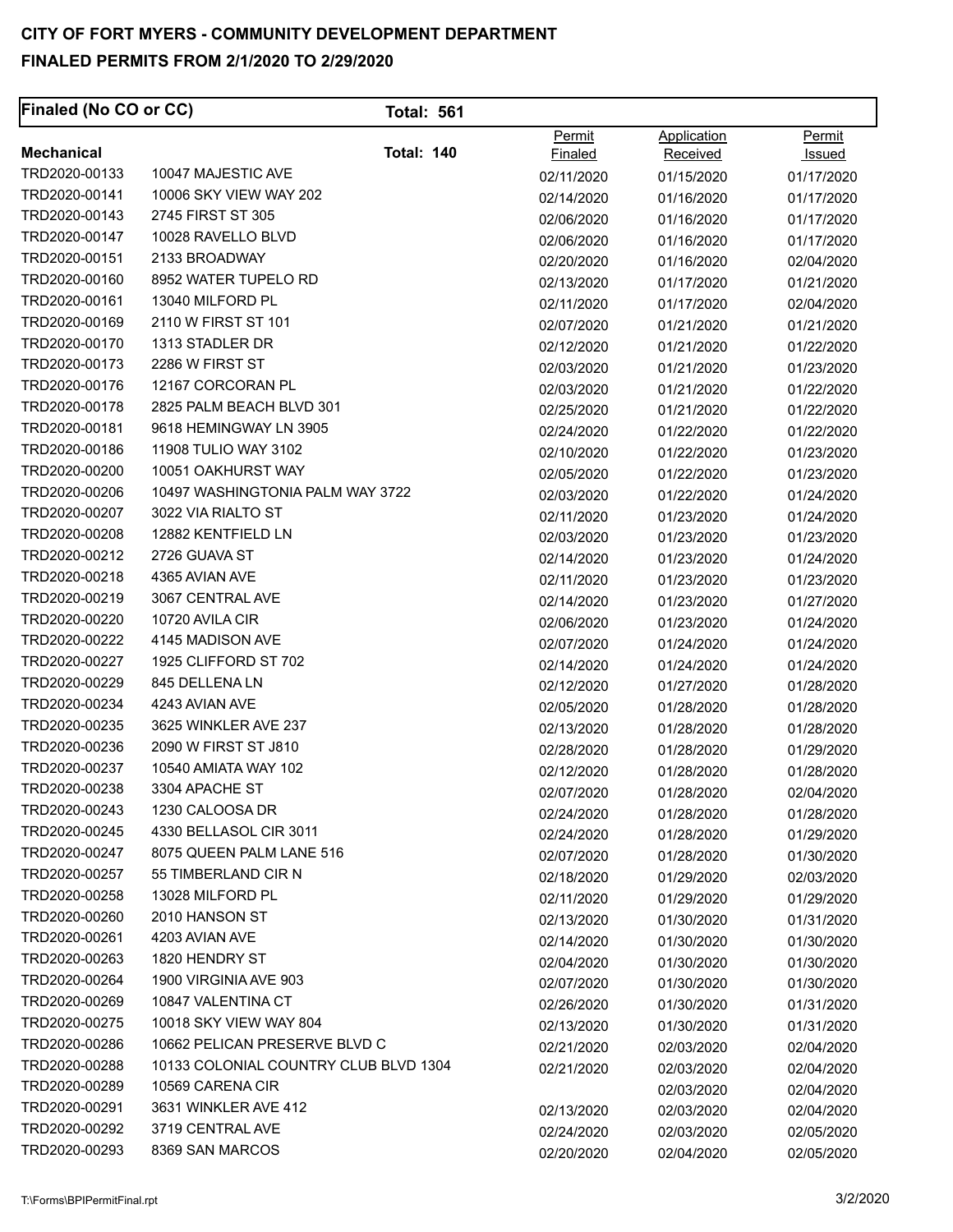**CITY OF FORT MYERS - COMMUNITY DEVELOPMENT DEPARTMENT**

**FINALED PERMITS FROM 2/1/2020 TO 2/29/2020**

**Finaled (No CO or CC)** **Total: 561**

| **Mechanical** | **Total: 140** | Permit Finaled | Application Received | Permit Issued |
|---|---|---|---|---|
| TRD2020-00133 | 10047 MAJESTIC AVE | 02/11/2020 | 01/15/2020 | 01/17/2020 |
| TRD2020-00141 | 10006 SKY VIEW WAY 202 | 02/14/2020 | 01/16/2020 | 01/17/2020 |
| TRD2020-00143 | 2745 FIRST ST 305 | 02/06/2020 | 01/16/2020 | 01/17/2020 |
| TRD2020-00147 | 10028 RAVELLO BLVD | 02/06/2020 | 01/16/2020 | 01/17/2020 |
| TRD2020-00151 | 2133 BROADWAY | 02/20/2020 | 01/16/2020 | 02/04/2020 |
| TRD2020-00160 | 8952 WATER TUPELO RD | 02/13/2020 | 01/17/2020 | 01/21/2020 |
| TRD2020-00161 | 13040 MILFORD PL | 02/11/2020 | 01/17/2020 | 02/04/2020 |
| TRD2020-00169 | 2110 W FIRST ST 101 | 02/07/2020 | 01/21/2020 | 01/21/2020 |
| TRD2020-00170 | 1313 STADLER DR | 02/12/2020 | 01/21/2020 | 01/22/2020 |
| TRD2020-00173 | 2286 W FIRST ST | 02/03/2020 | 01/21/2020 | 01/23/2020 |
| TRD2020-00176 | 12167 CORCORAN PL | 02/03/2020 | 01/21/2020 | 01/22/2020 |
| TRD2020-00178 | 2825 PALM BEACH BLVD 301 | 02/25/2020 | 01/21/2020 | 01/22/2020 |
| TRD2020-00181 | 9618 HEMINGWAY LN 3905 | 02/24/2020 | 01/22/2020 | 01/22/2020 |
| TRD2020-00186 | 11908 TULIO WAY 3102 | 02/10/2020 | 01/22/2020 | 01/23/2020 |
| TRD2020-00200 | 10051 OAKHURST WAY | 02/05/2020 | 01/22/2020 | 01/23/2020 |
| TRD2020-00206 | 10497 WASHINGTONIA PALM WAY 3722 | 02/03/2020 | 01/22/2020 | 01/24/2020 |
| TRD2020-00207 | 3022 VIA RIALTO ST | 02/11/2020 | 01/23/2020 | 01/24/2020 |
| TRD2020-00208 | 12882 KENTFIELD LN | 02/03/2020 | 01/23/2020 | 01/23/2020 |
| TRD2020-00212 | 2726 GUAVA ST | 02/14/2020 | 01/23/2020 | 01/24/2020 |
| TRD2020-00218 | 4365 AVIAN AVE | 02/11/2020 | 01/23/2020 | 01/23/2020 |
| TRD2020-00219 | 3067 CENTRAL AVE | 02/14/2020 | 01/23/2020 | 01/27/2020 |
| TRD2020-00220 | 10720 AVILA CIR | 02/06/2020 | 01/23/2020 | 01/24/2020 |
| TRD2020-00222 | 4145 MADISON AVE | 02/07/2020 | 01/24/2020 | 01/24/2020 |
| TRD2020-00227 | 1925 CLIFFORD ST 702 | 02/14/2020 | 01/24/2020 | 01/24/2020 |
| TRD2020-00229 | 845 DELLENA LN | 02/12/2020 | 01/27/2020 | 01/28/2020 |
| TRD2020-00234 | 4243 AVIAN AVE | 02/05/2020 | 01/28/2020 | 01/28/2020 |
| TRD2020-00235 | 3625 WINKLER AVE 237 | 02/13/2020 | 01/28/2020 | 01/28/2020 |
| TRD2020-00236 | 2090 W FIRST ST J810 | 02/28/2020 | 01/28/2020 | 01/29/2020 |
| TRD2020-00237 | 10540 AMIATA WAY 102 | 02/12/2020 | 01/28/2020 | 01/28/2020 |
| TRD2020-00238 | 3304 APACHE ST | 02/07/2020 | 01/28/2020 | 02/04/2020 |
| TRD2020-00243 | 1230 CALOOSA DR | 02/24/2020 | 01/28/2020 | 01/28/2020 |
| TRD2020-00245 | 4330 BELLASOL CIR 3011 | 02/24/2020 | 01/28/2020 | 01/29/2020 |
| TRD2020-00247 | 8075 QUEEN PALM LANE 516 | 02/07/2020 | 01/28/2020 | 01/30/2020 |
| TRD2020-00257 | 55 TIMBERLAND CIR N | 02/18/2020 | 01/29/2020 | 02/03/2020 |
| TRD2020-00258 | 13028 MILFORD PL | 02/11/2020 | 01/29/2020 | 01/29/2020 |
| TRD2020-00260 | 2010 HANSON ST | 02/13/2020 | 01/30/2020 | 01/31/2020 |
| TRD2020-00261 | 4203 AVIAN AVE | 02/14/2020 | 01/30/2020 | 01/30/2020 |
| TRD2020-00263 | 1820 HENDRY ST | 02/04/2020 | 01/30/2020 | 01/30/2020 |
| TRD2020-00264 | 1900 VIRGINIA AVE 903 | 02/07/2020 | 01/30/2020 | 01/30/2020 |
| TRD2020-00269 | 10847 VALENTINA CT | 02/26/2020 | 01/30/2020 | 01/31/2020 |
| TRD2020-00275 | 10018 SKY VIEW WAY 804 | 02/13/2020 | 01/30/2020 | 01/31/2020 |
| TRD2020-00286 | 10662 PELICAN PRESERVE BLVD C | 02/21/2020 | 02/03/2020 | 02/04/2020 |
| TRD2020-00288 | 10133 COLONIAL COUNTRY CLUB BLVD 1304 | 02/21/2020 | 02/03/2020 | 02/04/2020 |
| TRD2020-00289 | 10569 CARENA CIR | | 02/03/2020 | 02/04/2020 |
| TRD2020-00291 | 3631 WINKLER AVE 412 | 02/13/2020 | 02/03/2020 | 02/04/2020 |
| TRD2020-00292 | 3719 CENTRAL AVE | 02/24/2020 | 02/03/2020 | 02/05/2020 |
| TRD2020-00293 | 8369 SAN MARCOS | 02/20/2020 | 02/04/2020 | 02/05/2020 |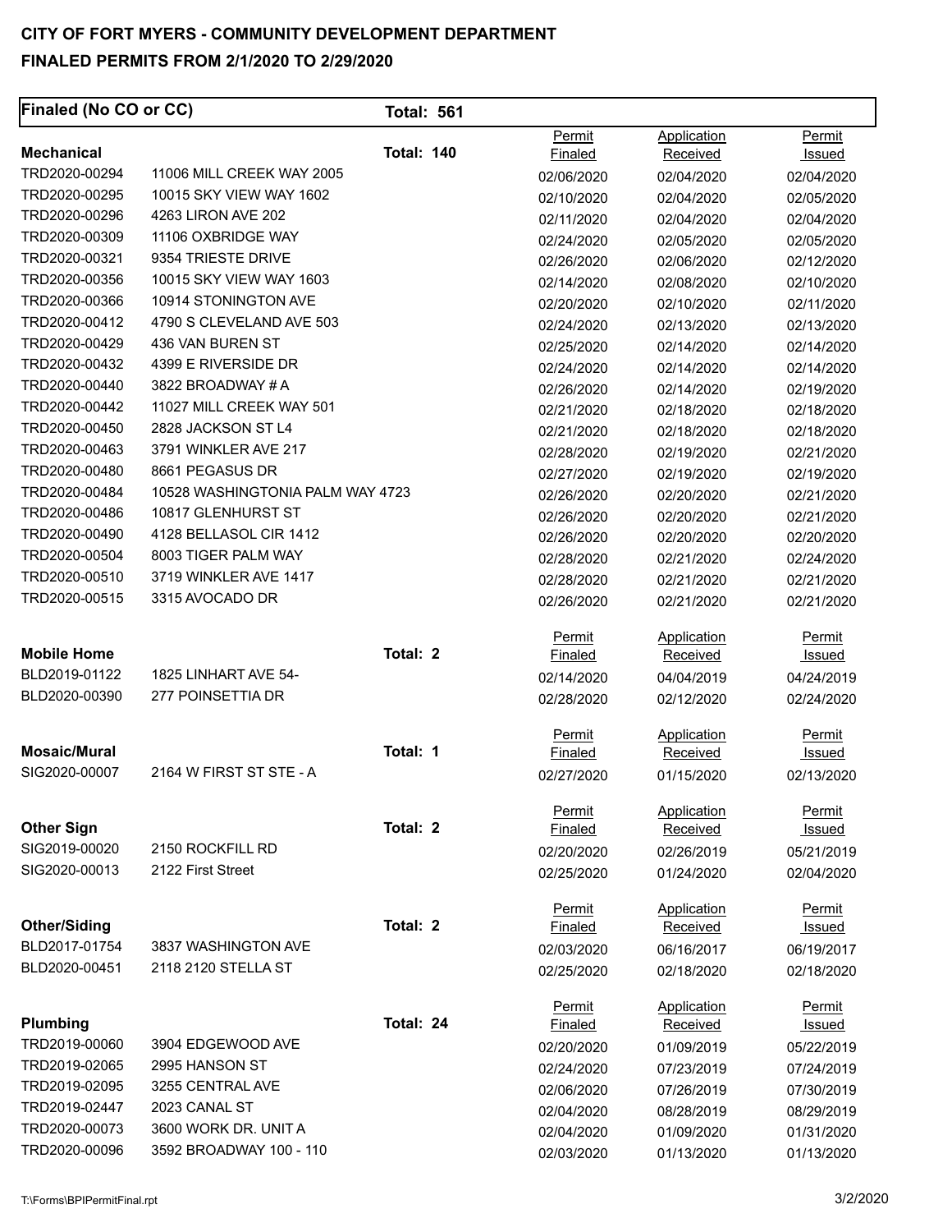**CITY OF FORT MYERS - COMMUNITY DEVELOPMENT DEPARTMENT**

**FINALED PERMITS FROM 2/1/2020 TO 2/29/2020**

| **Finaled (No CO or CC)** | | **Total: 561** | | | |
|---|---|---|---|---|---|
| **Mechanical** | | **Total: 140** | Permit Finaled | Application Received | Permit Issued |
| TRD2020-00294 | 11006 MILL CREEK WAY 2005 | | 02/06/2020 | 02/04/2020 | 02/04/2020 |
| TRD2020-00295 | 10015 SKY VIEW WAY 1602 | | 02/10/2020 | 02/04/2020 | 02/05/2020 |
| TRD2020-00296 | 4263 LIRON AVE 202 | | 02/11/2020 | 02/04/2020 | 02/04/2020 |
| TRD2020-00309 | 11106 OXBRIDGE WAY | | 02/24/2020 | 02/05/2020 | 02/05/2020 |
| TRD2020-00321 | 9354 TRIESTE DRIVE | | 02/26/2020 | 02/06/2020 | 02/12/2020 |
| TRD2020-00356 | 10015 SKY VIEW WAY 1603 | | 02/14/2020 | 02/08/2020 | 02/10/2020 |
| TRD2020-00366 | 10914 STONINGTON AVE | | 02/20/2020 | 02/10/2020 | 02/11/2020 |
| TRD2020-00412 | 4790 S CLEVELAND AVE 503 | | 02/24/2020 | 02/13/2020 | 02/13/2020 |
| TRD2020-00429 | 436 VAN BUREN ST | | 02/25/2020 | 02/14/2020 | 02/14/2020 |
| TRD2020-00432 | 4399 E RIVERSIDE DR | | 02/24/2020 | 02/14/2020 | 02/14/2020 |
| TRD2020-00440 | 3822 BROADWAY # A | | 02/26/2020 | 02/14/2020 | 02/19/2020 |
| TRD2020-00442 | 11027 MILL CREEK WAY 501 | | 02/21/2020 | 02/18/2020 | 02/18/2020 |
| TRD2020-00450 | 2828 JACKSON ST L4 | | 02/21/2020 | 02/18/2020 | 02/18/2020 |
| TRD2020-00463 | 3791 WINKLER AVE 217 | | 02/28/2020 | 02/19/2020 | 02/21/2020 |
| TRD2020-00480 | 8661 PEGASUS DR | | 02/27/2020 | 02/19/2020 | 02/19/2020 |
| TRD2020-00484 | 10528 WASHINGTONIA PALM WAY 4723 | | 02/26/2020 | 02/20/2020 | 02/21/2020 |
| TRD2020-00486 | 10817 GLENHURST ST | | 02/26/2020 | 02/20/2020 | 02/21/2020 |
| TRD2020-00490 | 4128 BELLASOL CIR 1412 | | 02/26/2020 | 02/20/2020 | 02/20/2020 |
| TRD2020-00504 | 8003 TIGER PALM WAY | | 02/28/2020 | 02/21/2020 | 02/24/2020 |
| TRD2020-00510 | 3719 WINKLER AVE 1417 | | 02/28/2020 | 02/21/2020 | 02/21/2020 |
| TRD2020-00515 | 3315 AVOCADO DR | | 02/26/2020 | 02/21/2020 | 02/21/2020 |
| **Mobile Home** | | **Total: 2** | Permit Finaled | Application Received | Permit Issued |
| BLD2019-01122 | 1825 LINHART AVE 54- | | 02/14/2020 | 04/04/2019 | 04/24/2019 |
| BLD2020-00390 | 277 POINSETTIA DR | | 02/28/2020 | 02/12/2020 | 02/24/2020 |
| **Mosaic/Mural** | | **Total: 1** | Permit Finaled | Application Received | Permit Issued |
| SIG2020-00007 | 2164 W FIRST ST STE - A | | 02/27/2020 | 01/15/2020 | 02/13/2020 |
| **Other Sign** | | **Total: 2** | Permit Finaled | Application Received | Permit Issued |
| SIG2019-00020 | 2150 ROCKFILL RD | | 02/20/2020 | 02/26/2019 | 05/21/2019 |
| SIG2020-00013 | 2122 First Street | | 02/25/2020 | 01/24/2020 | 02/04/2020 |
| **Other/Siding** | | **Total: 2** | Permit Finaled | Application Received | Permit Issued |
| BLD2017-01754 | 3837 WASHINGTON AVE | | 02/03/2020 | 06/16/2017 | 06/19/2017 |
| BLD2020-00451 | 2118 2120 STELLA ST | | 02/25/2020 | 02/18/2020 | 02/18/2020 |
| **Plumbing** | | **Total: 24** | Permit Finaled | Application Received | Permit Issued |
| TRD2019-00060 | 3904 EDGEWOOD AVE | | 02/20/2020 | 01/09/2019 | 05/22/2019 |
| TRD2019-02065 | 2995 HANSON ST | | 02/24/2020 | 07/23/2019 | 07/24/2019 |
| TRD2019-02095 | 3255 CENTRAL AVE | | 02/06/2020 | 07/26/2019 | 07/30/2019 |
| TRD2019-02447 | 2023 CANAL ST | | 02/04/2020 | 08/28/2019 | 08/29/2019 |
| TRD2020-00073 | 3600 WORK DR. UNIT A | | 02/04/2020 | 01/09/2020 | 01/31/2020 |
| TRD2020-00096 | 3592 BROADWAY 100 - 110 | | 02/03/2020 | 01/13/2020 | 01/13/2020 |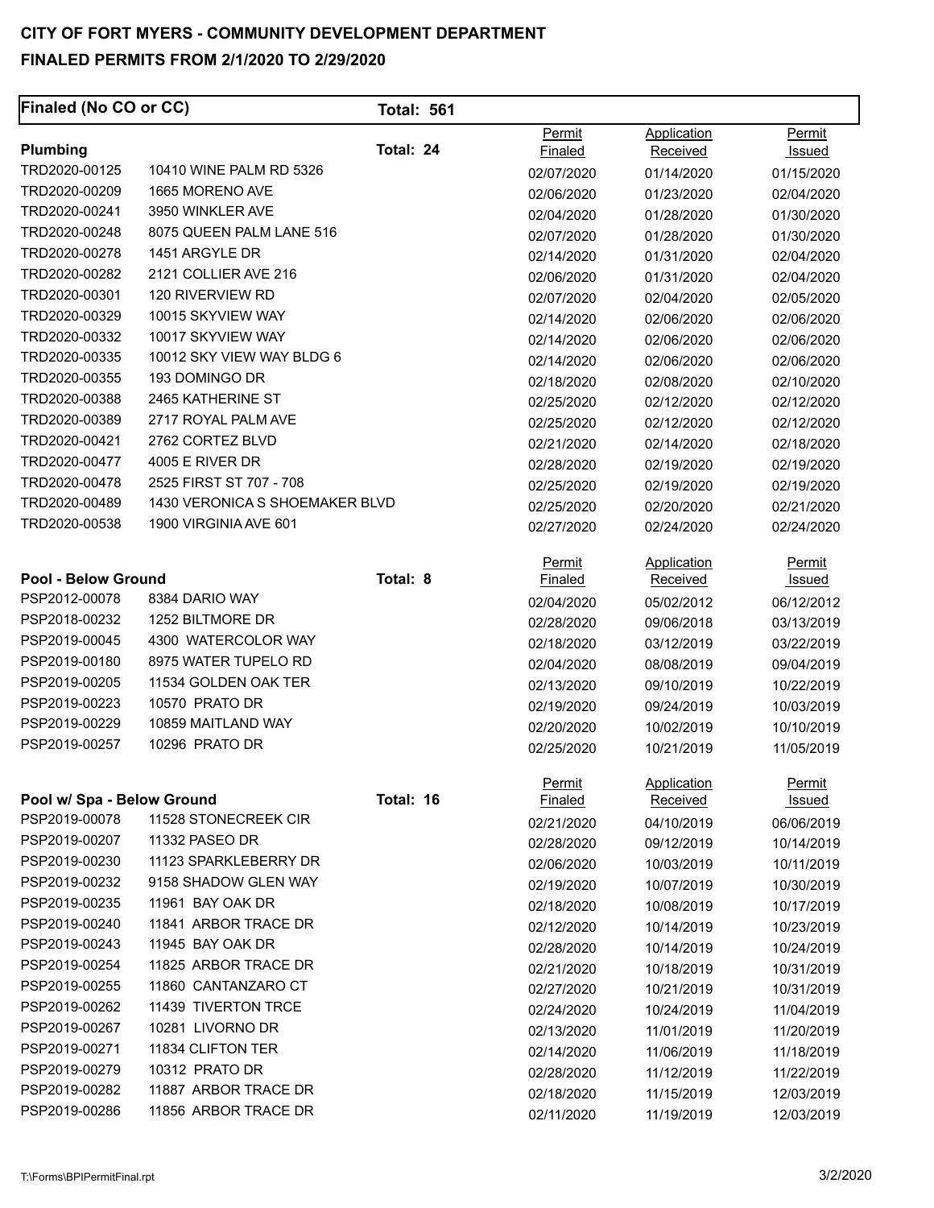# CITY OF FORT MYERS - COMMUNITY DEVELOPMENT DEPARTMENT

## FINALED PERMITS FROM 2/1/2020 TO 2/29/2020

**Finaled (No CO or CC)** **Total: 561**

### Plumbing — Total: 24

| Permit | Address | Permit Finaled | Application Received | Permit Issued |
|---|---|---|---|---|
| TRD2020-00125 | 10410 WINE PALM RD 5326 | 02/07/2020 | 01/14/2020 | 01/15/2020 |
| TRD2020-00209 | 1665 MORENO AVE | 02/06/2020 | 01/23/2020 | 02/04/2020 |
| TRD2020-00241 | 3950 WINKLER AVE | 02/04/2020 | 01/28/2020 | 01/30/2020 |
| TRD2020-00248 | 8075 QUEEN PALM LANE 516 | 02/07/2020 | 01/28/2020 | 01/30/2020 |
| TRD2020-00278 | 1451 ARGYLE DR | 02/14/2020 | 01/31/2020 | 02/04/2020 |
| TRD2020-00282 | 2121 COLLIER AVE 216 | 02/06/2020 | 01/31/2020 | 02/04/2020 |
| TRD2020-00301 | 120 RIVERVIEW RD | 02/07/2020 | 02/04/2020 | 02/05/2020 |
| TRD2020-00329 | 10015 SKYVIEW WAY | 02/14/2020 | 02/06/2020 | 02/06/2020 |
| TRD2020-00332 | 10017 SKYVIEW WAY | 02/14/2020 | 02/06/2020 | 02/06/2020 |
| TRD2020-00335 | 10012 SKY VIEW WAY BLDG 6 | 02/14/2020 | 02/06/2020 | 02/06/2020 |
| TRD2020-00355 | 193 DOMINGO DR | 02/18/2020 | 02/08/2020 | 02/10/2020 |
| TRD2020-00388 | 2465 KATHERINE ST | 02/25/2020 | 02/12/2020 | 02/12/2020 |
| TRD2020-00389 | 2717 ROYAL PALM AVE | 02/25/2020 | 02/12/2020 | 02/12/2020 |
| TRD2020-00421 | 2762 CORTEZ BLVD | 02/21/2020 | 02/14/2020 | 02/18/2020 |
| TRD2020-00477 | 4005 E RIVER DR | 02/28/2020 | 02/19/2020 | 02/19/2020 |
| TRD2020-00478 | 2525 FIRST ST 707 - 708 | 02/25/2020 | 02/19/2020 | 02/19/2020 |
| TRD2020-00489 | 1430 VERONICA S SHOEMAKER BLVD | 02/25/2020 | 02/20/2020 | 02/21/2020 |
| TRD2020-00538 | 1900 VIRGINIA AVE 601 | 02/27/2020 | 02/24/2020 | 02/24/2020 |

### Pool - Below Ground — Total: 8

| Permit | Address | Permit Finaled | Application Received | Permit Issued |
|---|---|---|---|---|
| PSP2012-00078 | 8384 DARIO WAY | 02/04/2020 | 05/02/2012 | 06/12/2012 |
| PSP2018-00232 | 1252 BILTMORE DR | 02/28/2020 | 09/06/2018 | 03/13/2019 |
| PSP2019-00045 | 4300 WATERCOLOR WAY | 02/18/2020 | 03/12/2019 | 03/22/2019 |
| PSP2019-00180 | 8975 WATER TUPELO RD | 02/04/2020 | 08/08/2019 | 09/04/2019 |
| PSP2019-00205 | 11534 GOLDEN OAK TER | 02/13/2020 | 09/10/2019 | 10/22/2019 |
| PSP2019-00223 | 10570 PRATO DR | 02/19/2020 | 09/24/2019 | 10/03/2019 |
| PSP2019-00229 | 10859 MAITLAND WAY | 02/20/2020 | 10/02/2019 | 10/10/2019 |
| PSP2019-00257 | 10296 PRATO DR | 02/25/2020 | 10/21/2019 | 11/05/2019 |

### Pool w/ Spa - Below Ground — Total: 16

| Permit | Address | Permit Finaled | Application Received | Permit Issued |
|---|---|---|---|---|
| PSP2019-00078 | 11528 STONECREEK CIR | 02/21/2020 | 04/10/2019 | 06/06/2019 |
| PSP2019-00207 | 11332 PASEO DR | 02/28/2020 | 09/12/2019 | 10/14/2019 |
| PSP2019-00230 | 11123 SPARKLEBERRY DR | 02/06/2020 | 10/03/2019 | 10/11/2019 |
| PSP2019-00232 | 9158 SHADOW GLEN WAY | 02/19/2020 | 10/07/2019 | 10/30/2019 |
| PSP2019-00235 | 11961 BAY OAK DR | 02/18/2020 | 10/08/2019 | 10/17/2019 |
| PSP2019-00240 | 11841 ARBOR TRACE DR | 02/12/2020 | 10/14/2019 | 10/23/2019 |
| PSP2019-00243 | 11945 BAY OAK DR | 02/28/2020 | 10/14/2019 | 10/24/2019 |
| PSP2019-00254 | 11825 ARBOR TRACE DR | 02/21/2020 | 10/18/2019 | 10/31/2019 |
| PSP2019-00255 | 11860 CANTANZARO CT | 02/27/2020 | 10/21/2019 | 10/31/2019 |
| PSP2019-00262 | 11439 TIVERTON TRCE | 02/24/2020 | 10/24/2019 | 11/04/2019 |
| PSP2019-00267 | 10281 LIVORNO DR | 02/13/2020 | 11/01/2019 | 11/20/2019 |
| PSP2019-00271 | 11834 CLIFTON TER | 02/14/2020 | 11/06/2019 | 11/18/2019 |
| PSP2019-00279 | 10312 PRATO DR | 02/28/2020 | 11/12/2019 | 11/22/2019 |
| PSP2019-00282 | 11887 ARBOR TRACE DR | 02/18/2020 | 11/15/2019 | 12/03/2019 |
| PSP2019-00286 | 11856 ARBOR TRACE DR | 02/11/2020 | 11/19/2019 | 12/03/2019 |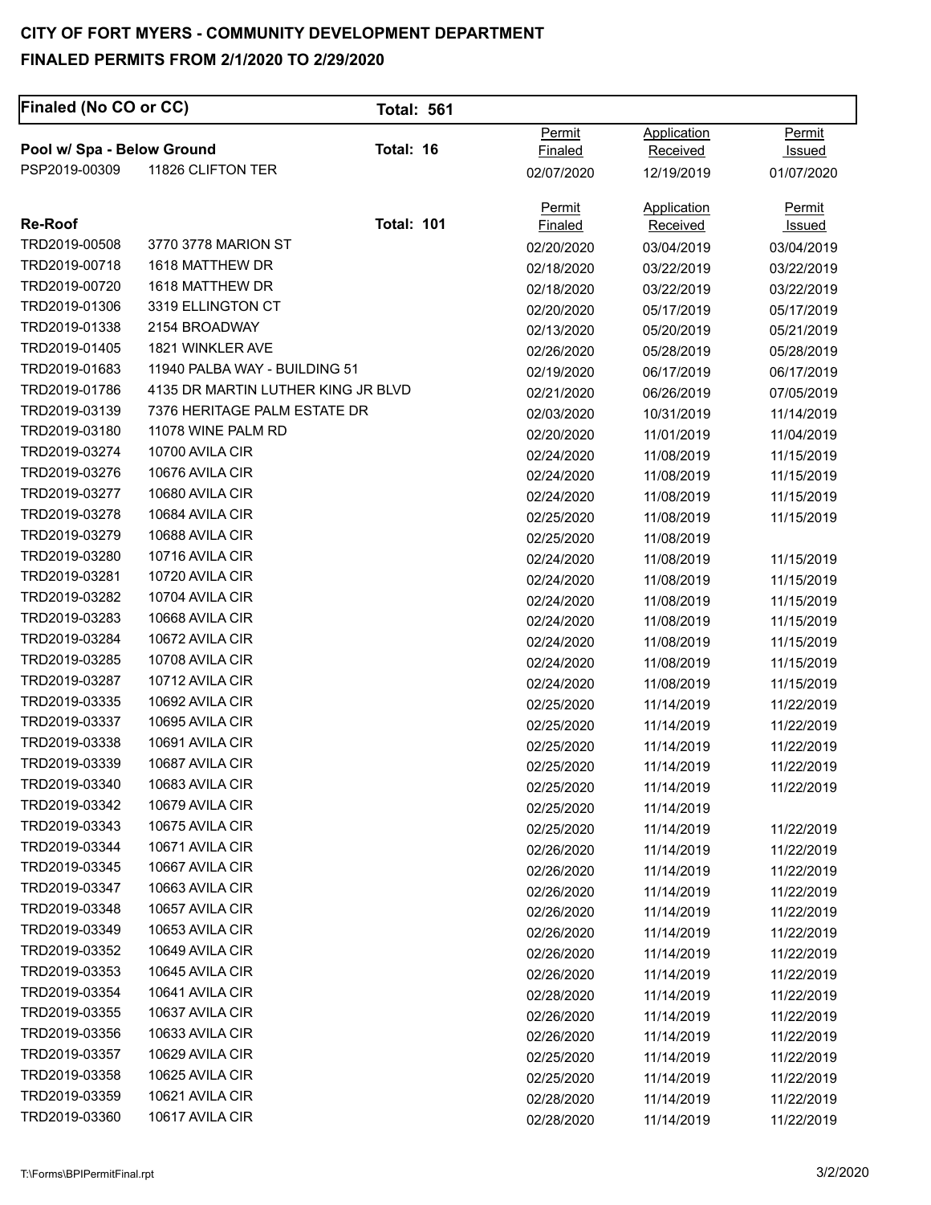## CITY OF FORT MYERS - COMMUNITY DEVELOPMENT DEPARTMENT
## FINALED PERMITS FROM 2/1/2020 TO 2/29/2020

**Finaled (No CO or CC)** **Total: 561**

**Pool w/ Spa - Below Ground** **Total: 16**

| | | Permit Finaled | Application Received | Permit Issued |
|---|---|---|---|---|
| PSP2019-00309 | 11826 CLIFTON TER | 02/07/2020 | 12/19/2019 | 01/07/2020 |

**Re-Roof** **Total: 101**

| | | Permit Finaled | Application Received | Permit Issued |
|---|---|---|---|---|
| TRD2019-00508 | 3770 3778 MARION ST | 02/20/2020 | 03/04/2019 | 03/04/2019 |
| TRD2019-00718 | 1618 MATTHEW DR | 02/18/2020 | 03/22/2019 | 03/22/2019 |
| TRD2019-00720 | 1618 MATTHEW DR | 02/18/2020 | 03/22/2019 | 03/22/2019 |
| TRD2019-01306 | 3319 ELLINGTON CT | 02/20/2020 | 05/17/2019 | 05/17/2019 |
| TRD2019-01338 | 2154 BROADWAY | 02/13/2020 | 05/20/2019 | 05/21/2019 |
| TRD2019-01405 | 1821 WINKLER AVE | 02/26/2020 | 05/28/2019 | 05/28/2019 |
| TRD2019-01683 | 11940 PALBA WAY - BUILDING 51 | 02/19/2020 | 06/17/2019 | 06/17/2019 |
| TRD2019-01786 | 4135 DR MARTIN LUTHER KING JR BLVD | 02/21/2020 | 06/26/2019 | 07/05/2019 |
| TRD2019-03139 | 7376 HERITAGE PALM ESTATE DR | 02/03/2020 | 10/31/2019 | 11/14/2019 |
| TRD2019-03180 | 11078 WINE PALM RD | 02/20/2020 | 11/01/2019 | 11/04/2019 |
| TRD2019-03274 | 10700 AVILA CIR | 02/24/2020 | 11/08/2019 | 11/15/2019 |
| TRD2019-03276 | 10676 AVILA CIR | 02/24/2020 | 11/08/2019 | 11/15/2019 |
| TRD2019-03277 | 10680 AVILA CIR | 02/24/2020 | 11/08/2019 | 11/15/2019 |
| TRD2019-03278 | 10684 AVILA CIR | 02/25/2020 | 11/08/2019 | 11/15/2019 |
| TRD2019-03279 | 10688 AVILA CIR | 02/25/2020 | 11/08/2019 | |
| TRD2019-03280 | 10716 AVILA CIR | 02/24/2020 | 11/08/2019 | 11/15/2019 |
| TRD2019-03281 | 10720 AVILA CIR | 02/24/2020 | 11/08/2019 | 11/15/2019 |
| TRD2019-03282 | 10704 AVILA CIR | 02/24/2020 | 11/08/2019 | 11/15/2019 |
| TRD2019-03283 | 10668 AVILA CIR | 02/24/2020 | 11/08/2019 | 11/15/2019 |
| TRD2019-03284 | 10672 AVILA CIR | 02/24/2020 | 11/08/2019 | 11/15/2019 |
| TRD2019-03285 | 10708 AVILA CIR | 02/24/2020 | 11/08/2019 | 11/15/2019 |
| TRD2019-03287 | 10712 AVILA CIR | 02/24/2020 | 11/08/2019 | 11/15/2019 |
| TRD2019-03335 | 10692 AVILA CIR | 02/25/2020 | 11/14/2019 | 11/22/2019 |
| TRD2019-03337 | 10695 AVILA CIR | 02/25/2020 | 11/14/2019 | 11/22/2019 |
| TRD2019-03338 | 10691 AVILA CIR | 02/25/2020 | 11/14/2019 | 11/22/2019 |
| TRD2019-03339 | 10687 AVILA CIR | 02/25/2020 | 11/14/2019 | 11/22/2019 |
| TRD2019-03340 | 10683 AVILA CIR | 02/25/2020 | 11/14/2019 | 11/22/2019 |
| TRD2019-03342 | 10679 AVILA CIR | 02/25/2020 | 11/14/2019 | |
| TRD2019-03343 | 10675 AVILA CIR | 02/25/2020 | 11/14/2019 | 11/22/2019 |
| TRD2019-03344 | 10671 AVILA CIR | 02/26/2020 | 11/14/2019 | 11/22/2019 |
| TRD2019-03345 | 10667 AVILA CIR | 02/26/2020 | 11/14/2019 | 11/22/2019 |
| TRD2019-03347 | 10663 AVILA CIR | 02/26/2020 | 11/14/2019 | 11/22/2019 |
| TRD2019-03348 | 10657 AVILA CIR | 02/26/2020 | 11/14/2019 | 11/22/2019 |
| TRD2019-03349 | 10653 AVILA CIR | 02/26/2020 | 11/14/2019 | 11/22/2019 |
| TRD2019-03352 | 10649 AVILA CIR | 02/26/2020 | 11/14/2019 | 11/22/2019 |
| TRD2019-03353 | 10645 AVILA CIR | 02/26/2020 | 11/14/2019 | 11/22/2019 |
| TRD2019-03354 | 10641 AVILA CIR | 02/28/2020 | 11/14/2019 | 11/22/2019 |
| TRD2019-03355 | 10637 AVILA CIR | 02/26/2020 | 11/14/2019 | 11/22/2019 |
| TRD2019-03356 | 10633 AVILA CIR | 02/26/2020 | 11/14/2019 | 11/22/2019 |
| TRD2019-03357 | 10629 AVILA CIR | 02/25/2020 | 11/14/2019 | 11/22/2019 |
| TRD2019-03358 | 10625 AVILA CIR | 02/25/2020 | 11/14/2019 | 11/22/2019 |
| TRD2019-03359 | 10621 AVILA CIR | 02/28/2020 | 11/14/2019 | 11/22/2019 |
| TRD2019-03360 | 10617 AVILA CIR | 02/28/2020 | 11/14/2019 | 11/22/2019 |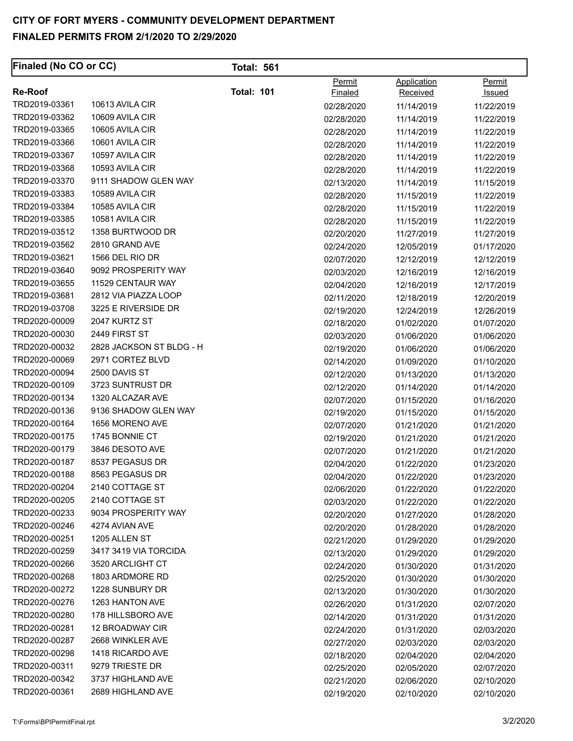**CITY OF FORT MYERS - COMMUNITY DEVELOPMENT DEPARTMENT**

**FINALED PERMITS FROM 2/1/2020 TO 2/29/2020**

**Finaled (No CO or CC)** **Total: 561**

| **Re-Roof** | | **Total: 101** | Permit Finaled | Application Received | Permit Issued |
|---|---|---|---|---|---|
| TRD2019-03361 | 10613 AVILA CIR | | 02/28/2020 | 11/14/2019 | 11/22/2019 |
| TRD2019-03362 | 10609 AVILA CIR | | 02/28/2020 | 11/14/2019 | 11/22/2019 |
| TRD2019-03365 | 10605 AVILA CIR | | 02/28/2020 | 11/14/2019 | 11/22/2019 |
| TRD2019-03366 | 10601 AVILA CIR | | 02/28/2020 | 11/14/2019 | 11/22/2019 |
| TRD2019-03367 | 10597 AVILA CIR | | 02/28/2020 | 11/14/2019 | 11/22/2019 |
| TRD2019-03368 | 10593 AVILA CIR | | 02/28/2020 | 11/14/2019 | 11/22/2019 |
| TRD2019-03370 | 9111 SHADOW GLEN WAY | | 02/13/2020 | 11/14/2019 | 11/15/2019 |
| TRD2019-03383 | 10589 AVILA CIR | | 02/28/2020 | 11/15/2019 | 11/22/2019 |
| TRD2019-03384 | 10585 AVILA CIR | | 02/28/2020 | 11/15/2019 | 11/22/2019 |
| TRD2019-03385 | 10581 AVILA CIR | | 02/28/2020 | 11/15/2019 | 11/22/2019 |
| TRD2019-03512 | 1358 BURTWOOD DR | | 02/20/2020 | 11/27/2019 | 11/27/2019 |
| TRD2019-03562 | 2810 GRAND AVE | | 02/24/2020 | 12/05/2019 | 01/17/2020 |
| TRD2019-03621 | 1566 DEL RIO DR | | 02/07/2020 | 12/12/2019 | 12/12/2019 |
| TRD2019-03640 | 9092 PROSPERITY WAY | | 02/03/2020 | 12/16/2019 | 12/16/2019 |
| TRD2019-03655 | 11529 CENTAUR WAY | | 02/04/2020 | 12/16/2019 | 12/17/2019 |
| TRD2019-03681 | 2812 VIA PIAZZA LOOP | | 02/11/2020 | 12/18/2019 | 12/20/2019 |
| TRD2019-03708 | 3225 E RIVERSIDE DR | | 02/19/2020 | 12/24/2019 | 12/26/2019 |
| TRD2020-00009 | 2047 KURTZ ST | | 02/18/2020 | 01/02/2020 | 01/07/2020 |
| TRD2020-00030 | 2449 FIRST ST | | 02/03/2020 | 01/06/2020 | 01/06/2020 |
| TRD2020-00032 | 2828 JACKSON ST BLDG - H | | 02/19/2020 | 01/06/2020 | 01/06/2020 |
| TRD2020-00069 | 2971 CORTEZ BLVD | | 02/14/2020 | 01/09/2020 | 01/10/2020 |
| TRD2020-00094 | 2500 DAVIS ST | | 02/12/2020 | 01/13/2020 | 01/13/2020 |
| TRD2020-00109 | 3723 SUNTRUST DR | | 02/12/2020 | 01/14/2020 | 01/14/2020 |
| TRD2020-00134 | 1320 ALCAZAR AVE | | 02/07/2020 | 01/15/2020 | 01/16/2020 |
| TRD2020-00136 | 9136 SHADOW GLEN WAY | | 02/19/2020 | 01/15/2020 | 01/15/2020 |
| TRD2020-00164 | 1656 MORENO AVE | | 02/07/2020 | 01/21/2020 | 01/21/2020 |
| TRD2020-00175 | 1745 BONNIE CT | | 02/19/2020 | 01/21/2020 | 01/21/2020 |
| TRD2020-00179 | 3846 DESOTO AVE | | 02/07/2020 | 01/21/2020 | 01/21/2020 |
| TRD2020-00187 | 8537 PEGASUS DR | | 02/04/2020 | 01/22/2020 | 01/23/2020 |
| TRD2020-00188 | 8563 PEGASUS DR | | 02/04/2020 | 01/22/2020 | 01/23/2020 |
| TRD2020-00204 | 2140 COTTAGE ST | | 02/06/2020 | 01/22/2020 | 01/22/2020 |
| TRD2020-00205 | 2140 COTTAGE ST | | 02/03/2020 | 01/22/2020 | 01/22/2020 |
| TRD2020-00233 | 9034 PROSPERITY WAY | | 02/20/2020 | 01/27/2020 | 01/28/2020 |
| TRD2020-00246 | 4274 AVIAN AVE | | 02/20/2020 | 01/28/2020 | 01/28/2020 |
| TRD2020-00251 | 1205 ALLEN ST | | 02/21/2020 | 01/29/2020 | 01/29/2020 |
| TRD2020-00259 | 3417 3419 VIA TORCIDA | | 02/13/2020 | 01/29/2020 | 01/29/2020 |
| TRD2020-00266 | 3520 ARCLIGHT CT | | 02/24/2020 | 01/30/2020 | 01/31/2020 |
| TRD2020-00268 | 1803 ARDMORE RD | | 02/25/2020 | 01/30/2020 | 01/30/2020 |
| TRD2020-00272 | 1228 SUNBURY DR | | 02/13/2020 | 01/30/2020 | 01/30/2020 |
| TRD2020-00276 | 1263 HANTON AVE | | 02/26/2020 | 01/31/2020 | 02/07/2020 |
| TRD2020-00280 | 178 HILLSBORO AVE | | 02/14/2020 | 01/31/2020 | 01/31/2020 |
| TRD2020-00281 | 12 BROADWAY CIR | | 02/24/2020 | 01/31/2020 | 02/03/2020 |
| TRD2020-00287 | 2668 WINKLER AVE | | 02/27/2020 | 02/03/2020 | 02/03/2020 |
| TRD2020-00298 | 1418 RICARDO AVE | | 02/18/2020 | 02/04/2020 | 02/04/2020 |
| TRD2020-00311 | 9279 TRIESTE DR | | 02/25/2020 | 02/05/2020 | 02/07/2020 |
| TRD2020-00342 | 3737 HIGHLAND AVE | | 02/21/2020 | 02/06/2020 | 02/10/2020 |
| TRD2020-00361 | 2689 HIGHLAND AVE | | 02/19/2020 | 02/10/2020 | 02/10/2020 |

T:\Forms\BPIPermitFinal.rpt 3/2/2020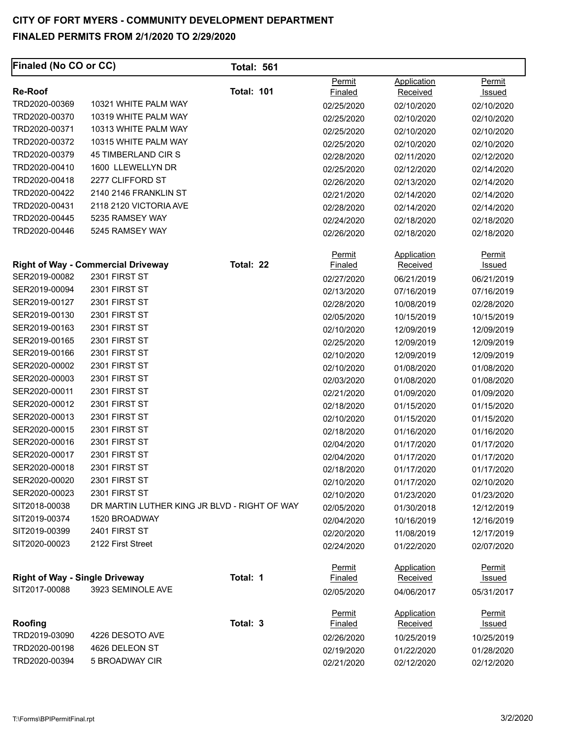# CITY OF FORT MYERS - COMMUNITY DEVELOPMENT DEPARTMENT

## FINALED PERMITS FROM 2/1/2020 TO 2/29/2020

**Finaled (No CO or CC)** **Total: 561**

### Re-Roof — Total: 101

| Permit # | Address | Permit Finaled | Application Received | Permit Issued |
|---|---|---|---|---|
| TRD2020-00369 | 10321 WHITE PALM WAY | 02/25/2020 | 02/10/2020 | 02/10/2020 |
| TRD2020-00370 | 10319 WHITE PALM WAY | 02/25/2020 | 02/10/2020 | 02/10/2020 |
| TRD2020-00371 | 10313 WHITE PALM WAY | 02/25/2020 | 02/10/2020 | 02/10/2020 |
| TRD2020-00372 | 10315 WHITE PALM WAY | 02/25/2020 | 02/10/2020 | 02/10/2020 |
| TRD2020-00379 | 45 TIMBERLAND CIR S | 02/28/2020 | 02/11/2020 | 02/12/2020 |
| TRD2020-00410 | 1600 LLEWELLYN DR | 02/25/2020 | 02/12/2020 | 02/14/2020 |
| TRD2020-00418 | 2277 CLIFFORD ST | 02/26/2020 | 02/13/2020 | 02/14/2020 |
| TRD2020-00422 | 2140 2146 FRANKLIN ST | 02/21/2020 | 02/14/2020 | 02/14/2020 |
| TRD2020-00431 | 2118 2120 VICTORIA AVE | 02/28/2020 | 02/14/2020 | 02/14/2020 |
| TRD2020-00445 | 5235 RAMSEY WAY | 02/24/2020 | 02/18/2020 | 02/18/2020 |
| TRD2020-00446 | 5245 RAMSEY WAY | 02/26/2020 | 02/18/2020 | 02/18/2020 |

### Right of Way - Commercial Driveway — Total: 22

| Permit # | Address | Permit Finaled | Application Received | Permit Issued |
|---|---|---|---|---|
| SER2019-00082 | 2301 FIRST ST | 02/27/2020 | 06/21/2019 | 06/21/2019 |
| SER2019-00094 | 2301 FIRST ST | 02/13/2020 | 07/16/2019 | 07/16/2019 |
| SER2019-00127 | 2301 FIRST ST | 02/28/2020 | 10/08/2019 | 02/28/2020 |
| SER2019-00130 | 2301 FIRST ST | 02/05/2020 | 10/15/2019 | 10/15/2019 |
| SER2019-00163 | 2301 FIRST ST | 02/10/2020 | 12/09/2019 | 12/09/2019 |
| SER2019-00165 | 2301 FIRST ST | 02/25/2020 | 12/09/2019 | 12/09/2019 |
| SER2019-00166 | 2301 FIRST ST | 02/10/2020 | 12/09/2019 | 12/09/2019 |
| SER2020-00002 | 2301 FIRST ST | 02/10/2020 | 01/08/2020 | 01/08/2020 |
| SER2020-00003 | 2301 FIRST ST | 02/03/2020 | 01/08/2020 | 01/08/2020 |
| SER2020-00011 | 2301 FIRST ST | 02/21/2020 | 01/09/2020 | 01/09/2020 |
| SER2020-00012 | 2301 FIRST ST | 02/18/2020 | 01/15/2020 | 01/15/2020 |
| SER2020-00013 | 2301 FIRST ST | 02/10/2020 | 01/15/2020 | 01/15/2020 |
| SER2020-00015 | 2301 FIRST ST | 02/18/2020 | 01/16/2020 | 01/16/2020 |
| SER2020-00016 | 2301 FIRST ST | 02/04/2020 | 01/17/2020 | 01/17/2020 |
| SER2020-00017 | 2301 FIRST ST | 02/04/2020 | 01/17/2020 | 01/17/2020 |
| SER2020-00018 | 2301 FIRST ST | 02/18/2020 | 01/17/2020 | 01/17/2020 |
| SER2020-00020 | 2301 FIRST ST | 02/10/2020 | 01/17/2020 | 02/10/2020 |
| SER2020-00023 | 2301 FIRST ST | 02/10/2020 | 01/23/2020 | 01/23/2020 |
| SIT2018-00038 | DR MARTIN LUTHER KING JR BLVD - RIGHT OF WAY | 02/05/2020 | 01/30/2018 | 12/12/2019 |
| SIT2019-00374 | 1520 BROADWAY | 02/04/2020 | 10/16/2019 | 12/16/2019 |
| SIT2019-00399 | 2401 FIRST ST | 02/20/2020 | 11/08/2019 | 12/17/2019 |
| SIT2020-00023 | 2122 First Street | 02/24/2020 | 01/22/2020 | 02/07/2020 |

### Right of Way - Single Driveway — Total: 1

| Permit # | Address | Permit Finaled | Application Received | Permit Issued |
|---|---|---|---|---|
| SIT2017-00088 | 3923 SEMINOLE AVE | 02/05/2020 | 04/06/2017 | 05/31/2017 |

### Roofing — Total: 3

| Permit # | Address | Permit Finaled | Application Received | Permit Issued |
|---|---|---|---|---|
| TRD2019-03090 | 4226 DESOTO AVE | 02/26/2020 | 10/25/2019 | 10/25/2019 |
| TRD2020-00198 | 4626 DELEON ST | 02/19/2020 | 01/22/2020 | 01/28/2020 |
| TRD2020-00394 | 5 BROADWAY CIR | 02/21/2020 | 02/12/2020 | 02/12/2020 |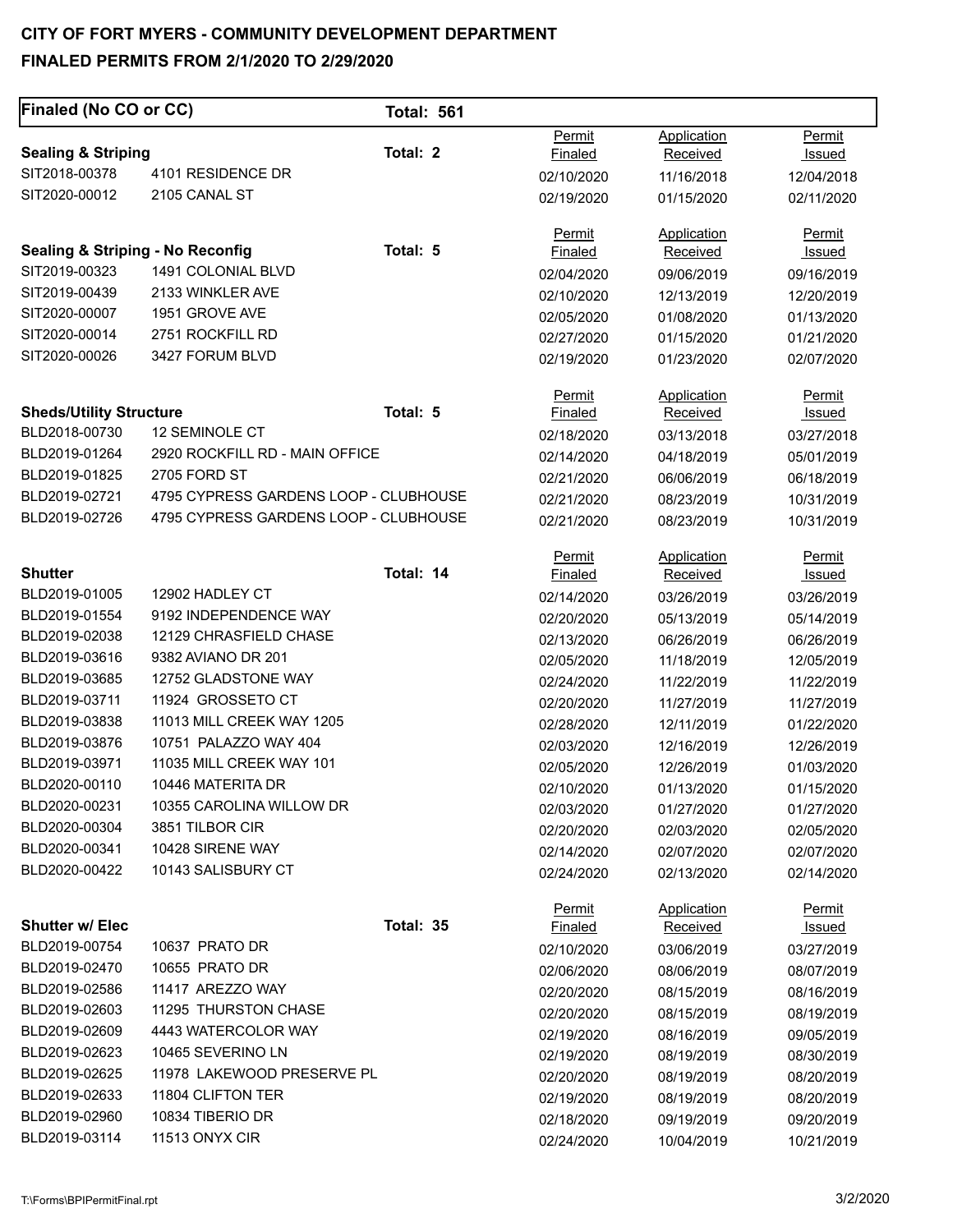# CITY OF FORT MYERS - COMMUNITY DEVELOPMENT DEPARTMENT

## FINALED PERMITS FROM 2/1/2020 TO 2/29/2020

**Finaled (No CO or CC)** — **Total: 561**

### Sealing & Striping — Total: 2

| Permit | Address | Permit Finaled | Application Received | Permit Issued |
|---|---|---|---|---|
| SIT2018-00378 | 4101 RESIDENCE DR | 02/10/2020 | 11/16/2018 | 12/04/2018 |
| SIT2020-00012 | 2105 CANAL ST | 02/19/2020 | 01/15/2020 | 02/11/2020 |

### Sealing & Striping - No Reconfig — Total: 5

| Permit | Address | Permit Finaled | Application Received | Permit Issued |
|---|---|---|---|---|
| SIT2019-00323 | 1491 COLONIAL BLVD | 02/04/2020 | 09/06/2019 | 09/16/2019 |
| SIT2019-00439 | 2133 WINKLER AVE | 02/10/2020 | 12/13/2019 | 12/20/2019 |
| SIT2020-00007 | 1951 GROVE AVE | 02/05/2020 | 01/08/2020 | 01/13/2020 |
| SIT2020-00014 | 2751 ROCKFILL RD | 02/27/2020 | 01/15/2020 | 01/21/2020 |
| SIT2020-00026 | 3427 FORUM BLVD | 02/19/2020 | 01/23/2020 | 02/07/2020 |

### Sheds/Utility Structure — Total: 5

| Permit | Address | Permit Finaled | Application Received | Permit Issued |
|---|---|---|---|---|
| BLD2018-00730 | 12 SEMINOLE CT | 02/18/2020 | 03/13/2018 | 03/27/2018 |
| BLD2019-01264 | 2920 ROCKFILL RD - MAIN OFFICE | 02/14/2020 | 04/18/2019 | 05/01/2019 |
| BLD2019-01825 | 2705 FORD ST | 02/21/2020 | 06/06/2019 | 06/18/2019 |
| BLD2019-02721 | 4795 CYPRESS GARDENS LOOP - CLUBHOUSE | 02/21/2020 | 08/23/2019 | 10/31/2019 |
| BLD2019-02726 | 4795 CYPRESS GARDENS LOOP - CLUBHOUSE | 02/21/2020 | 08/23/2019 | 10/31/2019 |

### Shutter — Total: 14

| Permit | Address | Permit Finaled | Application Received | Permit Issued |
|---|---|---|---|---|
| BLD2019-01005 | 12902 HADLEY CT | 02/14/2020 | 03/26/2019 | 03/26/2019 |
| BLD2019-01554 | 9192 INDEPENDENCE WAY | 02/20/2020 | 05/13/2019 | 05/14/2019 |
| BLD2019-02038 | 12129 CHRASFIELD CHASE | 02/13/2020 | 06/26/2019 | 06/26/2019 |
| BLD2019-03616 | 9382 AVIANO DR 201 | 02/05/2020 | 11/18/2019 | 12/05/2019 |
| BLD2019-03685 | 12752 GLADSTONE WAY | 02/24/2020 | 11/22/2019 | 11/22/2019 |
| BLD2019-03711 | 11924 GROSSETO CT | 02/20/2020 | 11/27/2019 | 11/27/2019 |
| BLD2019-03838 | 11013 MILL CREEK WAY 1205 | 02/28/2020 | 12/11/2019 | 01/22/2020 |
| BLD2019-03876 | 10751 PALAZZO WAY 404 | 02/03/2020 | 12/16/2019 | 12/26/2019 |
| BLD2019-03971 | 11035 MILL CREEK WAY 101 | 02/05/2020 | 12/26/2019 | 01/03/2020 |
| BLD2020-00110 | 10446 MATERITA DR | 02/10/2020 | 01/13/2020 | 01/15/2020 |
| BLD2020-00231 | 10355 CAROLINA WILLOW DR | 02/03/2020 | 01/27/2020 | 01/27/2020 |
| BLD2020-00304 | 3851 TILBOR CIR | 02/20/2020 | 02/03/2020 | 02/05/2020 |
| BLD2020-00341 | 10428 SIRENE WAY | 02/14/2020 | 02/07/2020 | 02/07/2020 |
| BLD2020-00422 | 10143 SALISBURY CT | 02/24/2020 | 02/13/2020 | 02/14/2020 |

### Shutter w/ Elec — Total: 35

| Permit | Address | Permit Finaled | Application Received | Permit Issued |
|---|---|---|---|---|
| BLD2019-00754 | 10637 PRATO DR | 02/10/2020 | 03/06/2019 | 03/27/2019 |
| BLD2019-02470 | 10655 PRATO DR | 02/06/2020 | 08/06/2019 | 08/07/2019 |
| BLD2019-02586 | 11417 AREZZO WAY | 02/20/2020 | 08/15/2019 | 08/16/2019 |
| BLD2019-02603 | 11295 THURSTON CHASE | 02/20/2020 | 08/15/2019 | 08/19/2019 |
| BLD2019-02609 | 4443 WATERCOLOR WAY | 02/19/2020 | 08/16/2019 | 09/05/2019 |
| BLD2019-02623 | 10465 SEVERINO LN | 02/19/2020 | 08/19/2019 | 08/30/2019 |
| BLD2019-02625 | 11978 LAKEWOOD PRESERVE PL | 02/20/2020 | 08/19/2019 | 08/20/2019 |
| BLD2019-02633 | 11804 CLIFTON TER | 02/19/2020 | 08/19/2019 | 08/20/2019 |
| BLD2019-02960 | 10834 TIBERIO DR | 02/18/2020 | 09/19/2019 | 09/20/2019 |
| BLD2019-03114 | 11513 ONYX CIR | 02/24/2020 | 10/04/2019 | 10/21/2019 |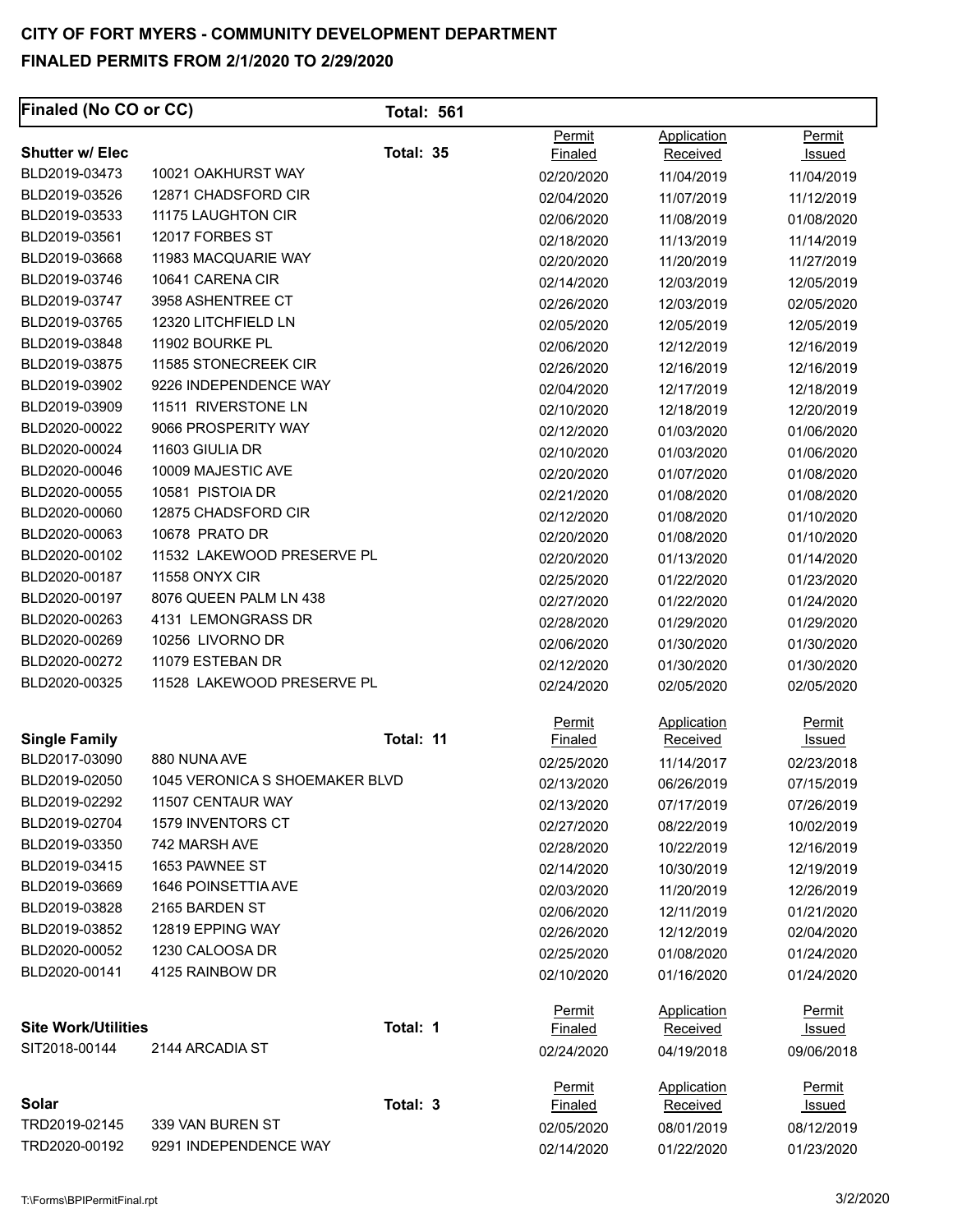# CITY OF FORT MYERS - COMMUNITY DEVELOPMENT DEPARTMENT

## FINALED PERMITS FROM 2/1/2020 TO 2/29/2020

**Finaled (No CO or CC)** **Total: 561**

### Shutter w/ Elec — Total: 35

| Permit | Address | Permit Finaled | Application Received | Permit Issued |
|---|---|---|---|---|
| BLD2019-03473 | 10021 OAKHURST WAY | 02/20/2020 | 11/04/2019 | 11/04/2019 |
| BLD2019-03526 | 12871 CHADSFORD CIR | 02/04/2020 | 11/07/2019 | 11/12/2019 |
| BLD2019-03533 | 11175 LAUGHTON CIR | 02/06/2020 | 11/08/2019 | 01/08/2020 |
| BLD2019-03561 | 12017 FORBES ST | 02/18/2020 | 11/13/2019 | 11/14/2019 |
| BLD2019-03668 | 11983 MACQUARIE WAY | 02/20/2020 | 11/20/2019 | 11/27/2019 |
| BLD2019-03746 | 10641 CARENA CIR | 02/14/2020 | 12/03/2019 | 12/05/2019 |
| BLD2019-03747 | 3958 ASHENTREE CT | 02/26/2020 | 12/03/2019 | 02/05/2020 |
| BLD2019-03765 | 12320 LITCHFIELD LN | 02/05/2020 | 12/05/2019 | 12/05/2019 |
| BLD2019-03848 | 11902 BOURKE PL | 02/06/2020 | 12/12/2019 | 12/16/2019 |
| BLD2019-03875 | 11585 STONECREEK CIR | 02/26/2020 | 12/16/2019 | 12/16/2019 |
| BLD2019-03902 | 9226 INDEPENDENCE WAY | 02/04/2020 | 12/17/2019 | 12/18/2019 |
| BLD2019-03909 | 11511 RIVERSTONE LN | 02/10/2020 | 12/18/2019 | 12/20/2019 |
| BLD2020-00022 | 9066 PROSPERITY WAY | 02/12/2020 | 01/03/2020 | 01/06/2020 |
| BLD2020-00024 | 11603 GIULIA DR | 02/10/2020 | 01/03/2020 | 01/06/2020 |
| BLD2020-00046 | 10009 MAJESTIC AVE | 02/20/2020 | 01/07/2020 | 01/08/2020 |
| BLD2020-00055 | 10581 PISTOIA DR | 02/21/2020 | 01/08/2020 | 01/08/2020 |
| BLD2020-00060 | 12875 CHADSFORD CIR | 02/12/2020 | 01/08/2020 | 01/10/2020 |
| BLD2020-00063 | 10678 PRATO DR | 02/20/2020 | 01/08/2020 | 01/10/2020 |
| BLD2020-00102 | 11532 LAKEWOOD PRESERVE PL | 02/20/2020 | 01/13/2020 | 01/14/2020 |
| BLD2020-00187 | 11558 ONYX CIR | 02/25/2020 | 01/22/2020 | 01/23/2020 |
| BLD2020-00197 | 8076 QUEEN PALM LN 438 | 02/27/2020 | 01/22/2020 | 01/24/2020 |
| BLD2020-00263 | 4131 LEMONGRASS DR | 02/28/2020 | 01/29/2020 | 01/29/2020 |
| BLD2020-00269 | 10256 LIVORNO DR | 02/06/2020 | 01/30/2020 | 01/30/2020 |
| BLD2020-00272 | 11079 ESTEBAN DR | 02/12/2020 | 01/30/2020 | 01/30/2020 |
| BLD2020-00325 | 11528 LAKEWOOD PRESERVE PL | 02/24/2020 | 02/05/2020 | 02/05/2020 |

### Single Family — Total: 11

| Permit | Address | Permit Finaled | Application Received | Permit Issued |
|---|---|---|---|---|
| BLD2017-03090 | 880 NUNA AVE | 02/25/2020 | 11/14/2017 | 02/23/2018 |
| BLD2019-02050 | 1045 VERONICA S SHOEMAKER BLVD | 02/13/2020 | 06/26/2019 | 07/15/2019 |
| BLD2019-02292 | 11507 CENTAUR WAY | 02/13/2020 | 07/17/2019 | 07/26/2019 |
| BLD2019-02704 | 1579 INVENTORS CT | 02/27/2020 | 08/22/2019 | 10/02/2019 |
| BLD2019-03350 | 742 MARSH AVE | 02/28/2020 | 10/22/2019 | 12/16/2019 |
| BLD2019-03415 | 1653 PAWNEE ST | 02/14/2020 | 10/30/2019 | 12/19/2019 |
| BLD2019-03669 | 1646 POINSETTIA AVE | 02/03/2020 | 11/20/2019 | 12/26/2019 |
| BLD2019-03828 | 2165 BARDEN ST | 02/06/2020 | 12/11/2019 | 01/21/2020 |
| BLD2019-03852 | 12819 EPPING WAY | 02/26/2020 | 12/12/2019 | 02/04/2020 |
| BLD2020-00052 | 1230 CALOOSA DR | 02/25/2020 | 01/08/2020 | 01/24/2020 |
| BLD2020-00141 | 4125 RAINBOW DR | 02/10/2020 | 01/16/2020 | 01/24/2020 |

### Site Work/Utilities — Total: 1

| Permit | Address | Permit Finaled | Application Received | Permit Issued |
|---|---|---|---|---|
| SIT2018-00144 | 2144 ARCADIA ST | 02/24/2020 | 04/19/2018 | 09/06/2018 |

### Solar — Total: 3

| Permit | Address | Permit Finaled | Application Received | Permit Issued |
|---|---|---|---|---|
| TRD2019-02145 | 339 VAN BUREN ST | 02/05/2020 | 08/01/2019 | 08/12/2019 |
| TRD2020-00192 | 9291 INDEPENDENCE WAY | 02/14/2020 | 01/22/2020 | 01/23/2020 |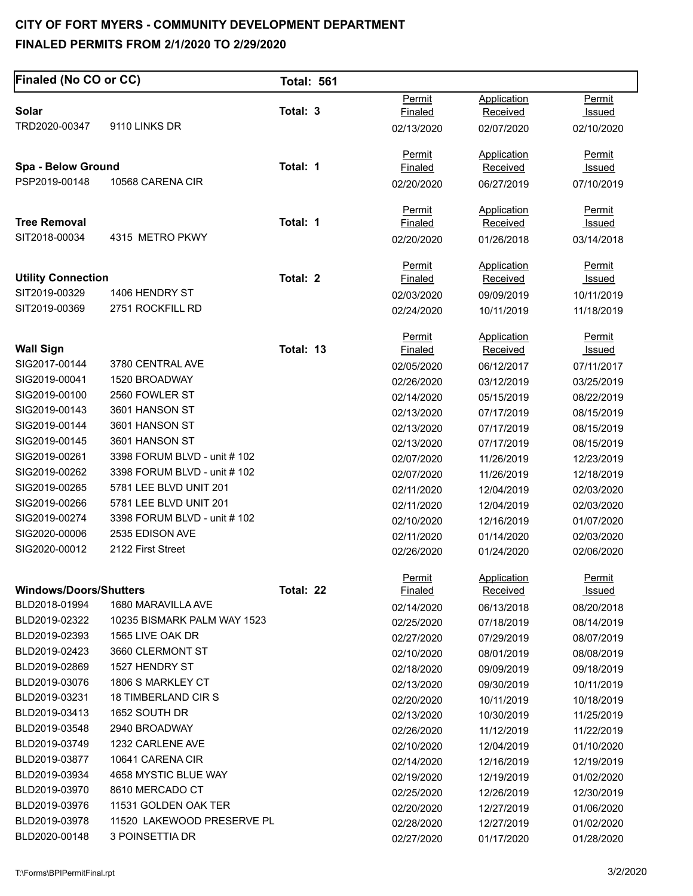# CITY OF FORT MYERS - COMMUNITY DEVELOPMENT DEPARTMENT

## FINALED PERMITS FROM 2/1/2020 TO 2/29/2020

**Finaled (No CO or CC)** — **Total: 561**

### Solar — Total: 3

| Permit | Address | Permit Finaled | Application Received | Permit Issued |
|---|---|---|---|---|
| TRD2020-00347 | 9110 LINKS DR | 02/13/2020 | 02/07/2020 | 02/10/2020 |

### Spa - Below Ground — Total: 1

| Permit | Address | Permit Finaled | Application Received | Permit Issued |
|---|---|---|---|---|
| PSP2019-00148 | 10568 CARENA CIR | 02/20/2020 | 06/27/2019 | 07/10/2019 |

### Tree Removal — Total: 1

| Permit | Address | Permit Finaled | Application Received | Permit Issued |
|---|---|---|---|---|
| SIT2018-00034 | 4315 METRO PKWY | 02/20/2020 | 01/26/2018 | 03/14/2018 |

### Utility Connection — Total: 2

| Permit | Address | Permit Finaled | Application Received | Permit Issued |
|---|---|---|---|---|
| SIT2019-00329 | 1406 HENDRY ST | 02/03/2020 | 09/09/2019 | 10/11/2019 |
| SIT2019-00369 | 2751 ROCKFILL RD | 02/24/2020 | 10/11/2019 | 11/18/2019 |

### Wall Sign — Total: 13

| Permit | Address | Permit Finaled | Application Received | Permit Issued |
|---|---|---|---|---|
| SIG2017-00144 | 3780 CENTRAL AVE | 02/05/2020 | 06/12/2017 | 07/11/2017 |
| SIG2019-00041 | 1520 BROADWAY | 02/26/2020 | 03/12/2019 | 03/25/2019 |
| SIG2019-00100 | 2560 FOWLER ST | 02/14/2020 | 05/15/2019 | 08/22/2019 |
| SIG2019-00143 | 3601 HANSON ST | 02/13/2020 | 07/17/2019 | 08/15/2019 |
| SIG2019-00144 | 3601 HANSON ST | 02/13/2020 | 07/17/2019 | 08/15/2019 |
| SIG2019-00145 | 3601 HANSON ST | 02/13/2020 | 07/17/2019 | 08/15/2019 |
| SIG2019-00261 | 3398 FORUM BLVD - unit # 102 | 02/07/2020 | 11/26/2019 | 12/23/2019 |
| SIG2019-00262 | 3398 FORUM BLVD - unit # 102 | 02/07/2020 | 11/26/2019 | 12/18/2019 |
| SIG2019-00265 | 5781 LEE BLVD UNIT 201 | 02/11/2020 | 12/04/2019 | 02/03/2020 |
| SIG2019-00266 | 5781 LEE BLVD UNIT 201 | 02/11/2020 | 12/04/2019 | 02/03/2020 |
| SIG2019-00274 | 3398 FORUM BLVD - unit # 102 | 02/10/2020 | 12/16/2019 | 01/07/2020 |
| SIG2020-00006 | 2535 EDISON AVE | 02/11/2020 | 01/14/2020 | 02/03/2020 |
| SIG2020-00012 | 2122 First Street | 02/26/2020 | 01/24/2020 | 02/06/2020 |

### Windows/Doors/Shutters — Total: 22

| Permit | Address | Permit Finaled | Application Received | Permit Issued |
|---|---|---|---|---|
| BLD2018-01994 | 1680 MARAVILLA AVE | 02/14/2020 | 06/13/2018 | 08/20/2018 |
| BLD2019-02322 | 10235 BISMARK PALM WAY 1523 | 02/25/2020 | 07/18/2019 | 08/14/2019 |
| BLD2019-02393 | 1565 LIVE OAK DR | 02/27/2020 | 07/29/2019 | 08/07/2019 |
| BLD2019-02423 | 3660 CLERMONT ST | 02/10/2020 | 08/01/2019 | 08/08/2019 |
| BLD2019-02869 | 1527 HENDRY ST | 02/18/2020 | 09/09/2019 | 09/18/2019 |
| BLD2019-03076 | 1806 S MARKLEY CT | 02/13/2020 | 09/30/2019 | 10/11/2019 |
| BLD2019-03231 | 18 TIMBERLAND CIR S | 02/20/2020 | 10/11/2019 | 10/18/2019 |
| BLD2019-03413 | 1652 SOUTH DR | 02/13/2020 | 10/30/2019 | 11/25/2019 |
| BLD2019-03548 | 2940 BROADWAY | 02/26/2020 | 11/12/2019 | 11/22/2019 |
| BLD2019-03749 | 1232 CARLENE AVE | 02/10/2020 | 12/04/2019 | 01/10/2020 |
| BLD2019-03877 | 10641 CARENA CIR | 02/14/2020 | 12/16/2019 | 12/19/2019 |
| BLD2019-03934 | 4658 MYSTIC BLUE WAY | 02/19/2020 | 12/19/2019 | 01/02/2020 |
| BLD2019-03970 | 8610 MERCADO CT | 02/25/2020 | 12/26/2019 | 12/30/2019 |
| BLD2019-03976 | 11531 GOLDEN OAK TER | 02/20/2020 | 12/27/2019 | 01/06/2020 |
| BLD2019-03978 | 11520 LAKEWOOD PRESERVE PL | 02/28/2020 | 12/27/2019 | 01/02/2020 |
| BLD2020-00148 | 3 POINSETTIA DR | 02/27/2020 | 01/17/2020 | 01/28/2020 |

T:\Forms\BPIPermitFinal.rpt — 3/2/2020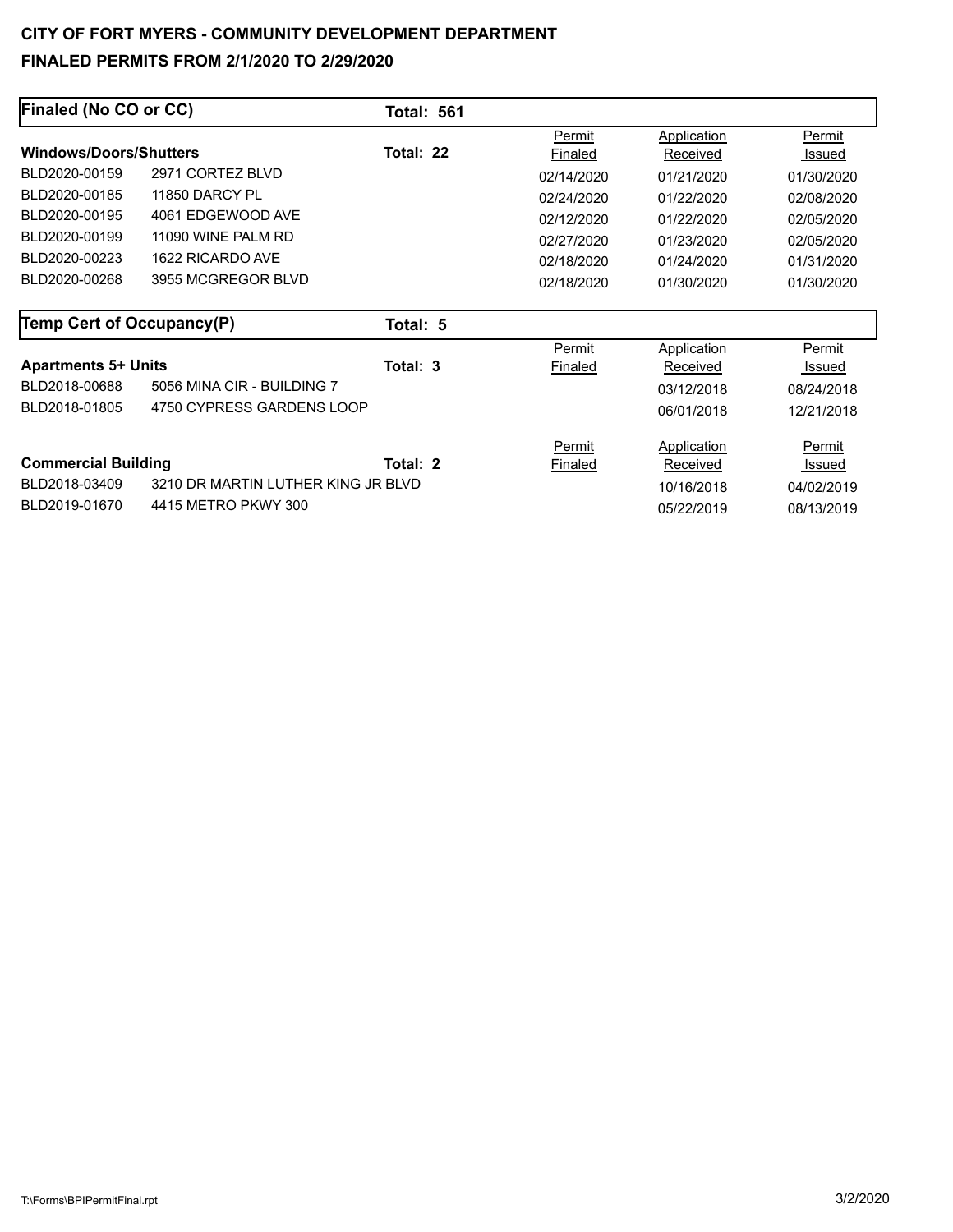# CITY OF FORT MYERS - COMMUNITY DEVELOPMENT DEPARTMENT

## FINALED PERMITS FROM 2/1/2020 TO 2/29/2020

**Finaled (No CO or CC)** — **Total: 561**

| **Windows/Doors/Shutters** | | **Total: 22** | Permit Finaled | Application Received | Permit Issued |
|---|---|---|---|---|---|
| BLD2020-00159 | 2971 CORTEZ BLVD | | 02/14/2020 | 01/21/2020 | 01/30/2020 |
| BLD2020-00185 | 11850 DARCY PL | | 02/24/2020 | 01/22/2020 | 02/08/2020 |
| BLD2020-00195 | 4061 EDGEWOOD AVE | | 02/12/2020 | 01/22/2020 | 02/05/2020 |
| BLD2020-00199 | 11090 WINE PALM RD | | 02/27/2020 | 01/23/2020 | 02/05/2020 |
| BLD2020-00223 | 1622 RICARDO AVE | | 02/18/2020 | 01/24/2020 | 01/31/2020 |
| BLD2020-00268 | 3955 MCGREGOR BLVD | | 02/18/2020 | 01/30/2020 | 01/30/2020 |

**Temp Cert of Occupancy(P)** — **Total: 5**

| **Apartments 5+ Units** | | **Total: 3** | Permit Finaled | Application Received | Permit Issued |
|---|---|---|---|---|---|
| BLD2018-00688 | 5056 MINA CIR - BUILDING 7 | | | 03/12/2018 | 08/24/2018 |
| BLD2018-01805 | 4750 CYPRESS GARDENS LOOP | | | 06/01/2018 | 12/21/2018 |

| **Commercial Building** | | **Total: 2** | Permit Finaled | Application Received | Permit Issued |
|---|---|---|---|---|---|
| BLD2018-03409 | 3210 DR MARTIN LUTHER KING JR BLVD | | | 10/16/2018 | 04/02/2019 |
| BLD2019-01670 | 4415 METRO PKWY 300 | | | 05/22/2019 | 08/13/2019 |